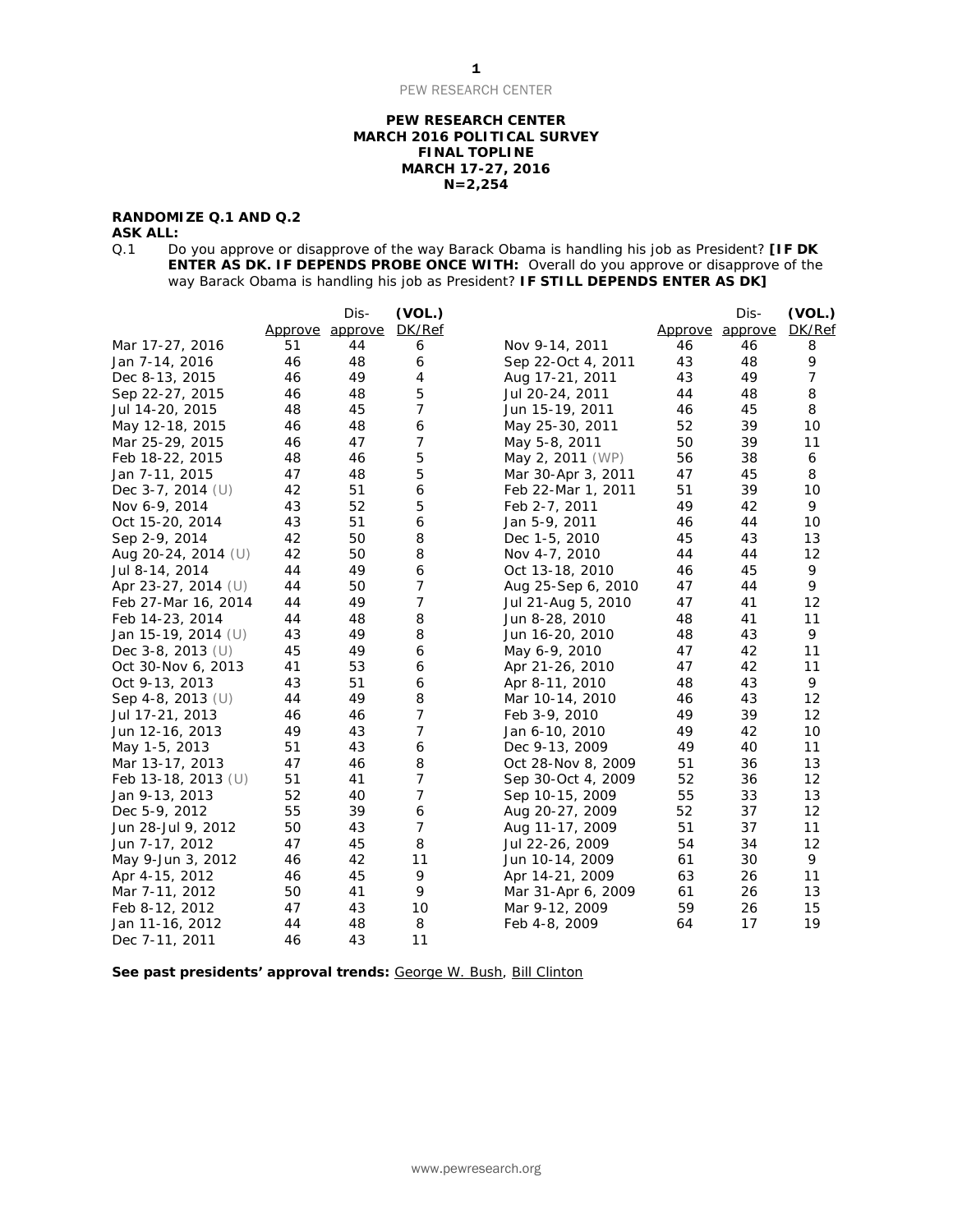**PEW RESEARCH CENTER**
**MARCH 2016 POLITICAL SURVEY**
**FINAL TOPLINE**
**MARCH 17-27, 2016**
**N=2,254**

**RANDOMIZE Q.1 AND Q.2**

**ASK ALL:**

Q.1 Do you approve or disapprove of the way Barack Obama is handling his job as President? **[IF DK ENTER AS DK. IF DEPENDS PROBE ONCE WITH:** Overall do you approve or disapprove of the way Barack Obama is handling his job as President? **IF STILL DEPENDS ENTER AS DK]**

| | Approve | Dis-approve | (VOL.) DK/Ref |
|---|---|---|---|
| Mar 17-27, 2016 | 51 | 44 | 6 |
| Jan 7-14, 2016 | 46 | 48 | 6 |
| Dec 8-13, 2015 | 46 | 49 | 4 |
| Sep 22-27, 2015 | 46 | 48 | 5 |
| Jul 14-20, 2015 | 48 | 45 | 7 |
| May 12-18, 2015 | 46 | 48 | 6 |
| Mar 25-29, 2015 | 46 | 47 | 7 |
| Feb 18-22, 2015 | 48 | 46 | 5 |
| Jan 7-11, 2015 | 47 | 48 | 5 |
| Dec 3-7, 2014 (U) | 42 | 51 | 6 |
| Nov 6-9, 2014 | 43 | 52 | 5 |
| Oct 15-20, 2014 | 43 | 51 | 6 |
| Sep 2-9, 2014 | 42 | 50 | 8 |
| Aug 20-24, 2014 (U) | 42 | 50 | 8 |
| Jul 8-14, 2014 | 44 | 49 | 6 |
| Apr 23-27, 2014 (U) | 44 | 50 | 7 |
| Feb 27-Mar 16, 2014 | 44 | 49 | 7 |
| Feb 14-23, 2014 | 44 | 48 | 8 |
| Jan 15-19, 2014 (U) | 43 | 49 | 8 |
| Dec 3-8, 2013 (U) | 45 | 49 | 6 |
| Oct 30-Nov 6, 2013 | 41 | 53 | 6 |
| Oct 9-13, 2013 | 43 | 51 | 6 |
| Sep 4-8, 2013 (U) | 44 | 49 | 8 |
| Jul 17-21, 2013 | 46 | 46 | 7 |
| Jun 12-16, 2013 | 49 | 43 | 7 |
| May 1-5, 2013 | 51 | 43 | 6 |
| Mar 13-17, 2013 | 47 | 46 | 8 |
| Feb 13-18, 2013 (U) | 51 | 41 | 7 |
| Jan 9-13, 2013 | 52 | 40 | 7 |
| Dec 5-9, 2012 | 55 | 39 | 6 |
| Jun 28-Jul 9, 2012 | 50 | 43 | 7 |
| Jun 7-17, 2012 | 47 | 45 | 8 |
| May 9-Jun 3, 2012 | 46 | 42 | 11 |
| Apr 4-15, 2012 | 46 | 45 | 9 |
| Mar 7-11, 2012 | 50 | 41 | 9 |
| Feb 8-12, 2012 | 47 | 43 | 10 |
| Jan 11-16, 2012 | 44 | 48 | 8 |
| Dec 7-11, 2011 | 46 | 43 | 11 |
| Nov 9-14, 2011 | 46 | 46 | 8 |
| Sep 22-Oct 4, 2011 | 43 | 48 | 9 |
| Aug 17-21, 2011 | 43 | 49 | 7 |
| Jul 20-24, 2011 | 44 | 48 | 8 |
| Jun 15-19, 2011 | 46 | 45 | 8 |
| May 25-30, 2011 | 52 | 39 | 10 |
| May 5-8, 2011 | 50 | 39 | 11 |
| May 2, 2011 (WP) | 56 | 38 | 6 |
| Mar 30-Apr 3, 2011 | 47 | 45 | 8 |
| Feb 22-Mar 1, 2011 | 51 | 39 | 10 |
| Feb 2-7, 2011 | 49 | 42 | 9 |
| Jan 5-9, 2011 | 46 | 44 | 10 |
| Dec 1-5, 2010 | 45 | 43 | 13 |
| Nov 4-7, 2010 | 44 | 44 | 12 |
| Oct 13-18, 2010 | 46 | 45 | 9 |
| Aug 25-Sep 6, 2010 | 47 | 44 | 9 |
| Jul 21-Aug 5, 2010 | 47 | 41 | 12 |
| Jun 8-28, 2010 | 48 | 41 | 11 |
| Jun 16-20, 2010 | 48 | 43 | 9 |
| May 6-9, 2010 | 47 | 42 | 11 |
| Apr 21-26, 2010 | 47 | 42 | 11 |
| Apr 8-11, 2010 | 48 | 43 | 9 |
| Mar 10-14, 2010 | 46 | 43 | 12 |
| Feb 3-9, 2010 | 49 | 39 | 12 |
| Jan 6-10, 2010 | 49 | 42 | 10 |
| Dec 9-13, 2009 | 49 | 40 | 11 |
| Oct 28-Nov 8, 2009 | 51 | 36 | 13 |
| Sep 30-Oct 4, 2009 | 52 | 36 | 12 |
| Sep 10-15, 2009 | 55 | 33 | 13 |
| Aug 20-27, 2009 | 52 | 37 | 12 |
| Aug 11-17, 2009 | 51 | 37 | 11 |
| Jul 22-26, 2009 | 54 | 34 | 12 |
| Jun 10-14, 2009 | 61 | 30 | 9 |
| Apr 14-21, 2009 | 63 | 26 | 11 |
| Mar 31-Apr 6, 2009 | 61 | 26 | 13 |
| Mar 9-12, 2009 | 59 | 26 | 15 |
| Feb 4-8, 2009 | 64 | 17 | 19 |

**See past presidents' approval trends:** George W. Bush, Bill Clinton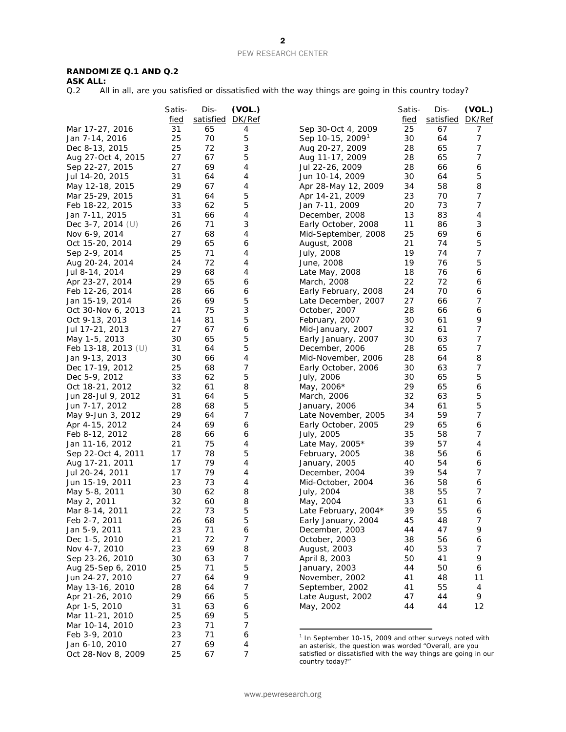**RANDOMIZE Q.1 AND Q.2**

**ASK ALL:**

Q.2 All in all, are you satisfied or dissatisfied with the way things are going in this country today?

| | Satis-fied | Dis-satisfied | (VOL.) DK/Ref |
|---|---|---|---|
| Mar 17-27, 2016 | 31 | 65 | 4 |
| Jan 7-14, 2016 | 25 | 70 | 5 |
| Dec 8-13, 2015 | 25 | 72 | 3 |
| Aug 27-Oct 4, 2015 | 27 | 67 | 5 |
| Sep 22-27, 2015 | 27 | 69 | 4 |
| Jul 14-20, 2015 | 31 | 64 | 4 |
| May 12-18, 2015 | 29 | 67 | 4 |
| Mar 25-29, 2015 | 31 | 64 | 5 |
| Feb 18-22, 2015 | 33 | 62 | 5 |
| Jan 7-11, 2015 | 31 | 66 | 4 |
| Dec 3-7, 2014 (U) | 26 | 71 | 3 |
| Nov 6-9, 2014 | 27 | 68 | 4 |
| Oct 15-20, 2014 | 29 | 65 | 6 |
| Sep 2-9, 2014 | 25 | 71 | 4 |
| Aug 20-24, 2014 | 24 | 72 | 4 |
| Jul 8-14, 2014 | 29 | 68 | 4 |
| Apr 23-27, 2014 | 29 | 65 | 6 |
| Feb 12-26, 2014 | 28 | 66 | 6 |
| Jan 15-19, 2014 | 26 | 69 | 5 |
| Oct 30-Nov 6, 2013 | 21 | 75 | 3 |
| Oct 9-13, 2013 | 14 | 81 | 5 |
| Jul 17-21, 2013 | 27 | 67 | 6 |
| May 1-5, 2013 | 30 | 65 | 5 |
| Feb 13-18, 2013 (U) | 31 | 64 | 5 |
| Jan 9-13, 2013 | 30 | 66 | 4 |
| Dec 17-19, 2012 | 25 | 68 | 7 |
| Dec 5-9, 2012 | 33 | 62 | 5 |
| Oct 18-21, 2012 | 32 | 61 | 8 |
| Jun 28-Jul 9, 2012 | 31 | 64 | 5 |
| Jun 7-17, 2012 | 28 | 68 | 5 |
| May 9-Jun 3, 2012 | 29 | 64 | 7 |
| Apr 4-15, 2012 | 24 | 69 | 6 |
| Feb 8-12, 2012 | 28 | 66 | 6 |
| Jan 11-16, 2012 | 21 | 75 | 4 |
| Sep 22-Oct 4, 2011 | 17 | 78 | 5 |
| Aug 17-21, 2011 | 17 | 79 | 4 |
| Jul 20-24, 2011 | 17 | 79 | 4 |
| Jun 15-19, 2011 | 23 | 73 | 4 |
| May 5-8, 2011 | 30 | 62 | 8 |
| May 2, 2011 | 32 | 60 | 8 |
| Mar 8-14, 2011 | 22 | 73 | 5 |
| Feb 2-7, 2011 | 26 | 68 | 5 |
| Jan 5-9, 2011 | 23 | 71 | 6 |
| Dec 1-5, 2010 | 21 | 72 | 7 |
| Nov 4-7, 2010 | 23 | 69 | 8 |
| Sep 23-26, 2010 | 30 | 63 | 7 |
| Aug 25-Sep 6, 2010 | 25 | 71 | 5 |
| Jun 24-27, 2010 | 27 | 64 | 9 |
| May 13-16, 2010 | 28 | 64 | 7 |
| Apr 21-26, 2010 | 29 | 66 | 5 |
| Apr 1-5, 2010 | 31 | 63 | 6 |
| Mar 11-21, 2010 | 25 | 69 | 5 |
| Mar 10-14, 2010 | 23 | 71 | 7 |
| Feb 3-9, 2010 | 23 | 71 | 6 |
| Jan 6-10, 2010 | 27 | 69 | 4 |
| Oct 28-Nov 8, 2009 | 25 | 67 | 7 |
| Sep 30-Oct 4, 2009 | 25 | 67 | 7 |
| Sep 10-15, 2009[1] | 30 | 64 | 7 |
| Aug 20-27, 2009 | 28 | 65 | 7 |
| Aug 11-17, 2009 | 28 | 65 | 7 |
| Jul 22-26, 2009 | 28 | 66 | 6 |
| Jun 10-14, 2009 | 30 | 64 | 5 |
| Apr 28-May 12, 2009 | 34 | 58 | 8 |
| Apr 14-21, 2009 | 23 | 70 | 7 |
| Jan 7-11, 2009 | 20 | 73 | 7 |
| December, 2008 | 13 | 83 | 4 |
| Early October, 2008 | 11 | 86 | 3 |
| Mid-September, 2008 | 25 | 69 | 6 |
| August, 2008 | 21 | 74 | 5 |
| July, 2008 | 19 | 74 | 7 |
| June, 2008 | 19 | 76 | 5 |
| Late May, 2008 | 18 | 76 | 6 |
| March, 2008 | 22 | 72 | 6 |
| Early February, 2008 | 24 | 70 | 6 |
| Late December, 2007 | 27 | 66 | 7 |
| October, 2007 | 28 | 66 | 6 |
| February, 2007 | 30 | 61 | 9 |
| Mid-January, 2007 | 32 | 61 | 7 |
| Early January, 2007 | 30 | 63 | 7 |
| December, 2006 | 28 | 65 | 7 |
| Mid-November, 2006 | 28 | 64 | 8 |
| Early October, 2006 | 30 | 63 | 7 |
| July, 2006 | 30 | 65 | 5 |
| May, 2006* | 29 | 65 | 6 |
| March, 2006 | 32 | 63 | 5 |
| January, 2006 | 34 | 61 | 5 |
| Late November, 2005 | 34 | 59 | 7 |
| Early October, 2005 | 29 | 65 | 6 |
| July, 2005 | 35 | 58 | 7 |
| Late May, 2005* | 39 | 57 | 4 |
| February, 2005 | 38 | 56 | 6 |
| January, 2005 | 40 | 54 | 6 |
| December, 2004 | 39 | 54 | 7 |
| Mid-October, 2004 | 36 | 58 | 6 |
| July, 2004 | 38 | 55 | 7 |
| May, 2004 | 33 | 61 | 6 |
| Late February, 2004* | 39 | 55 | 6 |
| Early January, 2004 | 45 | 48 | 7 |
| December, 2003 | 44 | 47 | 9 |
| October, 2003 | 38 | 56 | 6 |
| August, 2003 | 40 | 53 | 7 |
| April 8, 2003 | 50 | 41 | 9 |
| January, 2003 | 44 | 50 | 6 |
| November, 2002 | 41 | 48 | 11 |
| September, 2002 | 41 | 55 | 4 |
| Late August, 2002 | 47 | 44 | 9 |
| May, 2002 | 44 | 44 | 12 |

[1] In September 10-15, 2009 and other surveys noted with an asterisk, the question was worded "Overall, are you satisfied or dissatisfied with the way things are going in our country today?"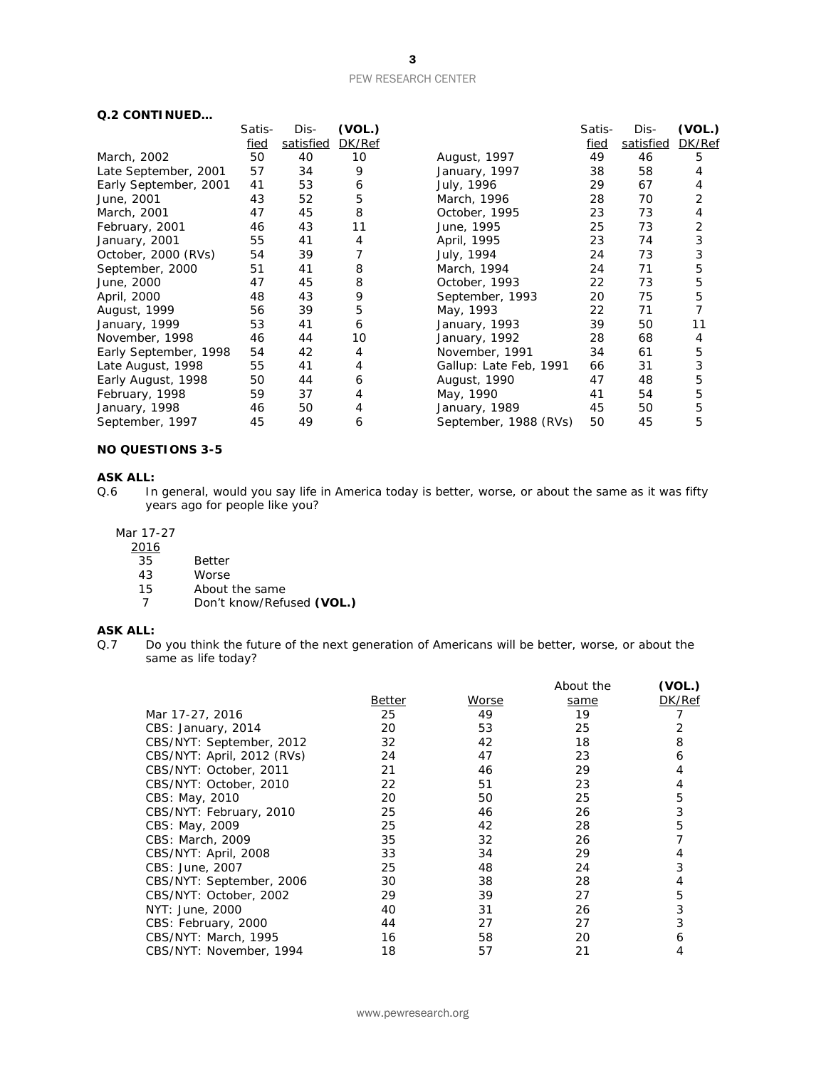**Q.2 CONTINUED…**

| | Satis-fied | Dis-satisfied | (VOL.) DK/Ref |
|---|---|---|---|
| March, 2002 | 50 | 40 | 10 |
| Late September, 2001 | 57 | 34 | 9 |
| Early September, 2001 | 41 | 53 | 6 |
| June, 2001 | 43 | 52 | 5 |
| March, 2001 | 47 | 45 | 8 |
| February, 2001 | 46 | 43 | 11 |
| January, 2001 | 55 | 41 | 4 |
| October, 2000 (RVs) | 54 | 39 | 7 |
| September, 2000 | 51 | 41 | 8 |
| June, 2000 | 47 | 45 | 8 |
| April, 2000 | 48 | 43 | 9 |
| August, 1999 | 56 | 39 | 5 |
| January, 1999 | 53 | 41 | 6 |
| November, 1998 | 46 | 44 | 10 |
| Early September, 1998 | 54 | 42 | 4 |
| Late August, 1998 | 55 | 41 | 4 |
| Early August, 1998 | 50 | 44 | 6 |
| February, 1998 | 59 | 37 | 4 |
| January, 1998 | 46 | 50 | 4 |
| September, 1997 | 45 | 49 | 6 |
| August, 1997 | 49 | 46 | 5 |
| January, 1997 | 38 | 58 | 4 |
| July, 1996 | 29 | 67 | 4 |
| March, 1996 | 28 | 70 | 2 |
| October, 1995 | 23 | 73 | 4 |
| June, 1995 | 25 | 73 | 2 |
| April, 1995 | 23 | 74 | 3 |
| July, 1994 | 24 | 73 | 3 |
| March, 1994 | 24 | 71 | 5 |
| October, 1993 | 22 | 73 | 5 |
| September, 1993 | 20 | 75 | 5 |
| May, 1993 | 22 | 71 | 7 |
| January, 1993 | 39 | 50 | 11 |
| January, 1992 | 28 | 68 | 4 |
| November, 1991 | 34 | 61 | 5 |
| Gallup: Late Feb, 1991 | 66 | 31 | 3 |
| August, 1990 | 47 | 48 | 5 |
| May, 1990 | 41 | 54 | 5 |
| January, 1989 | 45 | 50 | 5 |
| September, 1988 (RVs) | 50 | 45 | 5 |

**NO QUESTIONS 3-5**

**ASK ALL:**

Q.6 In general, would you say life in America today is better, worse, or about the same as it was fifty years ago for people like you?

| Mar 17-27 2016 | |
|---|---|
| 35 | Better |
| 43 | Worse |
| 15 | About the same |
| 7 | Don't know/Refused **(VOL.)** |

**ASK ALL:**

Q.7 Do you think the future of the next generation of Americans will be better, worse, or about the same as life today?

| | Better | Worse | About the same | (VOL.) DK/Ref |
|---|---|---|---|---|
| Mar 17-27, 2016 | 25 | 49 | 19 | 7 |
| CBS: January, 2014 | 20 | 53 | 25 | 2 |
| CBS/NYT: September, 2012 | 32 | 42 | 18 | 8 |
| CBS/NYT: April, 2012 (RVs) | 24 | 47 | 23 | 6 |
| CBS/NYT: October, 2011 | 21 | 46 | 29 | 4 |
| CBS/NYT: October, 2010 | 22 | 51 | 23 | 4 |
| CBS: May, 2010 | 20 | 50 | 25 | 5 |
| CBS/NYT: February, 2010 | 25 | 46 | 26 | 3 |
| CBS: May, 2009 | 25 | 42 | 28 | 5 |
| CBS: March, 2009 | 35 | 32 | 26 | 7 |
| CBS/NYT: April, 2008 | 33 | 34 | 29 | 4 |
| CBS: June, 2007 | 25 | 48 | 24 | 3 |
| CBS/NYT: September, 2006 | 30 | 38 | 28 | 4 |
| CBS/NYT: October, 2002 | 29 | 39 | 27 | 5 |
| NYT: June, 2000 | 40 | 31 | 26 | 3 |
| CBS: February, 2000 | 44 | 27 | 27 | 3 |
| CBS/NYT: March, 1995 | 16 | 58 | 20 | 6 |
| CBS/NYT: November, 1994 | 18 | 57 | 21 | 4 |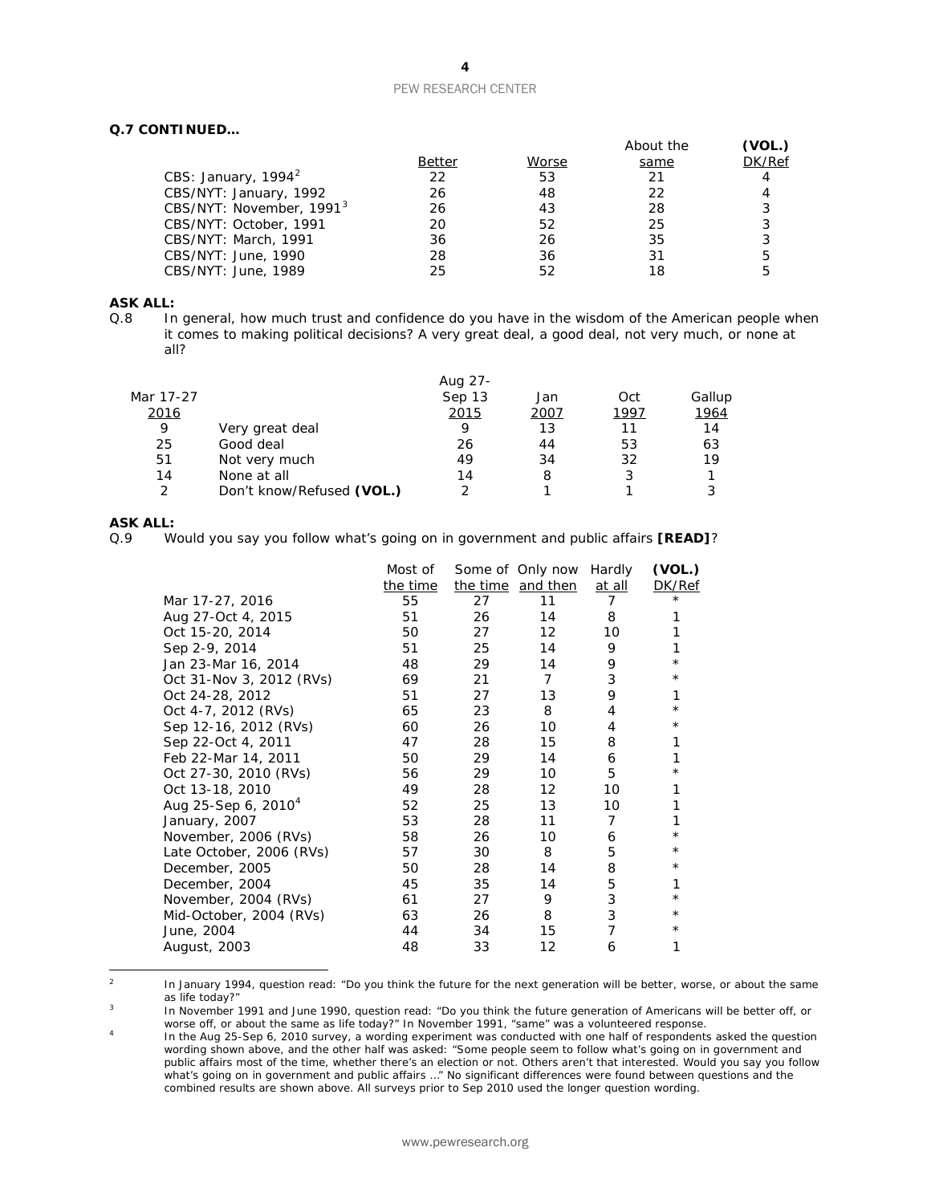**Q.7 CONTINUED…**

| | Better | Worse | About the same | (VOL.) DK/Ref |
|---|---|---|---|---|
| CBS: January, 1994[2] | 22 | 53 | 21 | 4 |
| CBS/NYT: January, 1992 | 26 | 48 | 22 | 4 |
| CBS/NYT: November, 1991[3] | 26 | 43 | 28 | 3 |
| CBS/NYT: October, 1991 | 20 | 52 | 25 | 3 |
| CBS/NYT: March, 1991 | 36 | 26 | 35 | 3 |
| CBS/NYT: June, 1990 | 28 | 36 | 31 | 5 |
| CBS/NYT: June, 1989 | 25 | 52 | 18 | 5 |

**ASK ALL:**

Q.8 In general, how much trust and confidence do you have in the wisdom of the American people when it comes to making political decisions? A very great deal, a good deal, not very much, or none at all?

| Mar 17-27 2016 | | Aug 27-Sep 13 2015 | Jan 2007 | Oct 1997 | Gallup 1964 |
|---|---|---|---|---|---|
| 9 | Very great deal | 9 | 13 | 11 | 14 |
| 25 | Good deal | 26 | 44 | 53 | 63 |
| 51 | Not very much | 49 | 34 | 32 | 19 |
| 14 | None at all | 14 | 8 | 3 | 1 |
| 2 | Don't know/Refused **(VOL.)** | 2 | 1 | 1 | 3 |

**ASK ALL:**

Q.9 Would you say you follow what's going on in government and public affairs **[READ]**?

| | Most of the time | Some of the time | Only now and then | Hardly at all | (VOL.) DK/Ref |
|---|---|---|---|---|---|
| Mar 17-27, 2016 | 55 | 27 | 11 | 7 | * |
| Aug 27-Oct 4, 2015 | 51 | 26 | 14 | 8 | 1 |
| Oct 15-20, 2014 | 50 | 27 | 12 | 10 | 1 |
| Sep 2-9, 2014 | 51 | 25 | 14 | 9 | 1 |
| Jan 23-Mar 16, 2014 | 48 | 29 | 14 | 9 | * |
| Oct 31-Nov 3, 2012 (RVs) | 69 | 21 | 7 | 3 | * |
| Oct 24-28, 2012 | 51 | 27 | 13 | 9 | 1 |
| Oct 4-7, 2012 (RVs) | 65 | 23 | 8 | 4 | * |
| Sep 12-16, 2012 (RVs) | 60 | 26 | 10 | 4 | * |
| Sep 22-Oct 4, 2011 | 47 | 28 | 15 | 8 | 1 |
| Feb 22-Mar 14, 2011 | 50 | 29 | 14 | 6 | 1 |
| Oct 27-30, 2010 (RVs) | 56 | 29 | 10 | 5 | * |
| Oct 13-18, 2010 | 49 | 28 | 12 | 10 | 1 |
| Aug 25-Sep 6, 2010[4] | 52 | 25 | 13 | 10 | 1 |
| January, 2007 | 53 | 28 | 11 | 7 | 1 |
| November, 2006 (RVs) | 58 | 26 | 10 | 6 | * |
| Late October, 2006 (RVs) | 57 | 30 | 8 | 5 | * |
| December, 2005 | 50 | 28 | 14 | 8 | * |
| December, 2004 | 45 | 35 | 14 | 5 | 1 |
| November, 2004 (RVs) | 61 | 27 | 9 | 3 | * |
| Mid-October, 2004 (RVs) | 63 | 26 | 8 | 3 | * |
| June, 2004 | 44 | 34 | 15 | 7 | * |
| August, 2003 | 48 | 33 | 12 | 6 | 1 |

[2] In January 1994, question read: "Do you think the future for the next generation will be better, worse, or about the same as life today?"

[3] In November 1991 and June 1990, question read: "Do you think the future generation of Americans will be better off, or worse off, or about the same as life today?" In November 1991, "same" was a volunteered response.

[4] In the Aug 25-Sep 6, 2010 survey, a wording experiment was conducted with one half of respondents asked the question wording shown above, and the other half was asked: "Some people seem to follow what's going on in government and public affairs most of the time, whether there's an election or not. Others aren't that interested. Would you say you follow what's going on in government and public affairs …" No significant differences were found between questions and the combined results are shown above. All surveys prior to Sep 2010 used the longer question wording.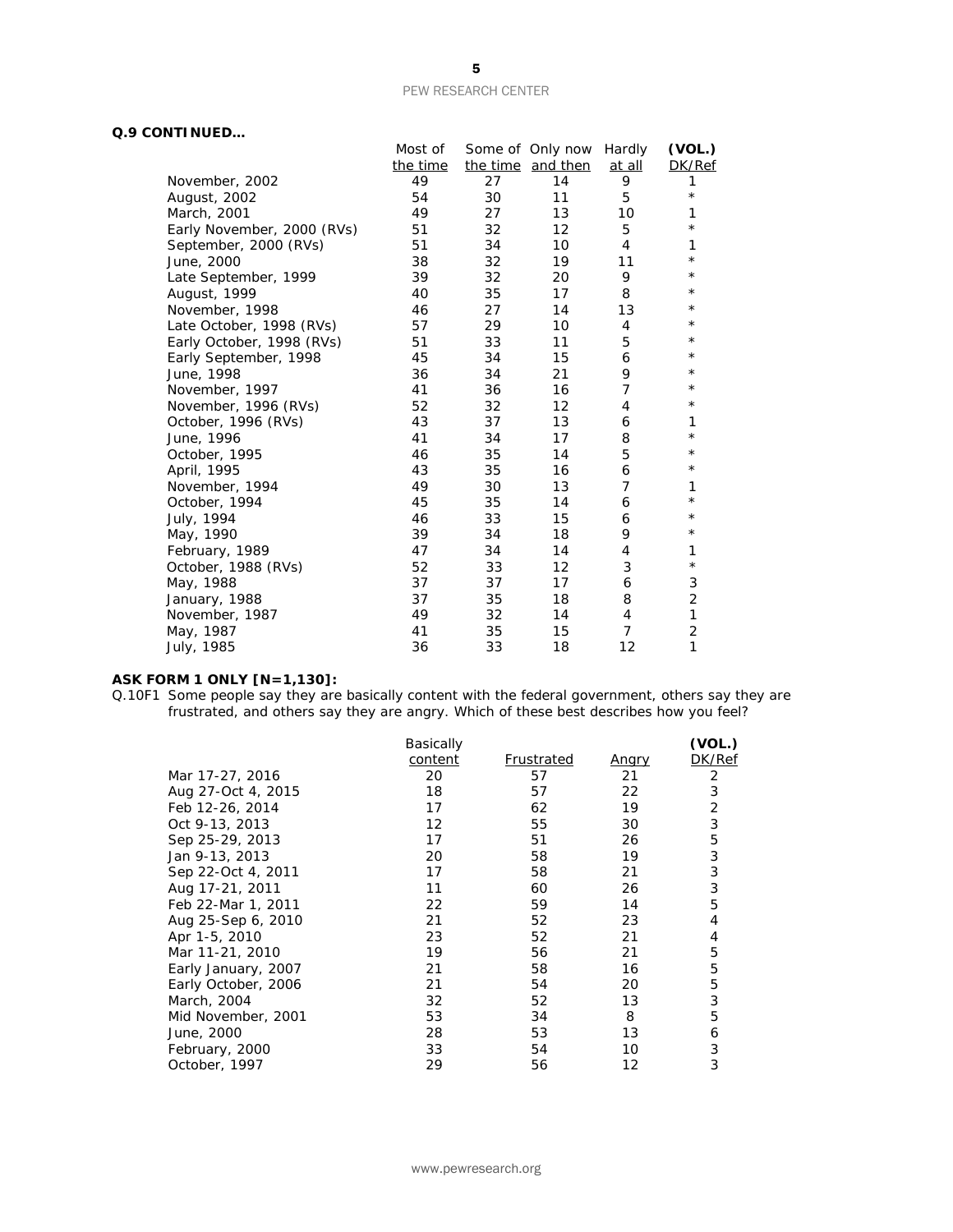**Q.9 CONTINUED…**

| | Most of the time | Some of the time | Only now and then | Hardly at all | (VOL.) DK/Ref |
|---|---|---|---|---|---|
| November, 2002 | 49 | 27 | 14 | 9 | 1 |
| August, 2002 | 54 | 30 | 11 | 5 | * |
| March, 2001 | 49 | 27 | 13 | 10 | 1 |
| Early November, 2000 (RVs) | 51 | 32 | 12 | 5 | * |
| September, 2000 (RVs) | 51 | 34 | 10 | 4 | 1 |
| June, 2000 | 38 | 32 | 19 | 11 | * |
| Late September, 1999 | 39 | 32 | 20 | 9 | * |
| August, 1999 | 40 | 35 | 17 | 8 | * |
| November, 1998 | 46 | 27 | 14 | 13 | * |
| Late October, 1998 (RVs) | 57 | 29 | 10 | 4 | * |
| Early October, 1998 (RVs) | 51 | 33 | 11 | 5 | * |
| Early September, 1998 | 45 | 34 | 15 | 6 | * |
| June, 1998 | 36 | 34 | 21 | 9 | * |
| November, 1997 | 41 | 36 | 16 | 7 | * |
| November, 1996 (RVs) | 52 | 32 | 12 | 4 | * |
| October, 1996 (RVs) | 43 | 37 | 13 | 6 | 1 |
| June, 1996 | 41 | 34 | 17 | 8 | * |
| October, 1995 | 46 | 35 | 14 | 5 | * |
| April, 1995 | 43 | 35 | 16 | 6 | * |
| November, 1994 | 49 | 30 | 13 | 7 | 1 |
| October, 1994 | 45 | 35 | 14 | 6 | * |
| July, 1994 | 46 | 33 | 15 | 6 | * |
| May, 1990 | 39 | 34 | 18 | 9 | * |
| February, 1989 | 47 | 34 | 14 | 4 | 1 |
| October, 1988 (RVs) | 52 | 33 | 12 | 3 | * |
| May, 1988 | 37 | 37 | 17 | 6 | 3 |
| January, 1988 | 37 | 35 | 18 | 8 | 2 |
| November, 1987 | 49 | 32 | 14 | 4 | 1 |
| May, 1987 | 41 | 35 | 15 | 7 | 2 |
| July, 1985 | 36 | 33 | 18 | 12 | 1 |

**ASK FORM 1 ONLY [N=1,130]:**

Q.10F1 Some people say they are basically content with the federal government, others say they are frustrated, and others say they are angry. Which of these best describes how you feel?

| | Basically content | Frustrated | Angry | (VOL.) DK/Ref |
|---|---|---|---|---|
| Mar 17-27, 2016 | 20 | 57 | 21 | 2 |
| Aug 27-Oct 4, 2015 | 18 | 57 | 22 | 3 |
| Feb 12-26, 2014 | 17 | 62 | 19 | 2 |
| Oct 9-13, 2013 | 12 | 55 | 30 | 3 |
| Sep 25-29, 2013 | 17 | 51 | 26 | 5 |
| Jan 9-13, 2013 | 20 | 58 | 19 | 3 |
| Sep 22-Oct 4, 2011 | 17 | 58 | 21 | 3 |
| Aug 17-21, 2011 | 11 | 60 | 26 | 3 |
| Feb 22-Mar 1, 2011 | 22 | 59 | 14 | 5 |
| Aug 25-Sep 6, 2010 | 21 | 52 | 23 | 4 |
| Apr 1-5, 2010 | 23 | 52 | 21 | 4 |
| Mar 11-21, 2010 | 19 | 56 | 21 | 5 |
| Early January, 2007 | 21 | 58 | 16 | 5 |
| Early October, 2006 | 21 | 54 | 20 | 5 |
| March, 2004 | 32 | 52 | 13 | 3 |
| Mid November, 2001 | 53 | 34 | 8 | 5 |
| June, 2000 | 28 | 53 | 13 | 6 |
| February, 2000 | 33 | 54 | 10 | 3 |
| October, 1997 | 29 | 56 | 12 | 3 |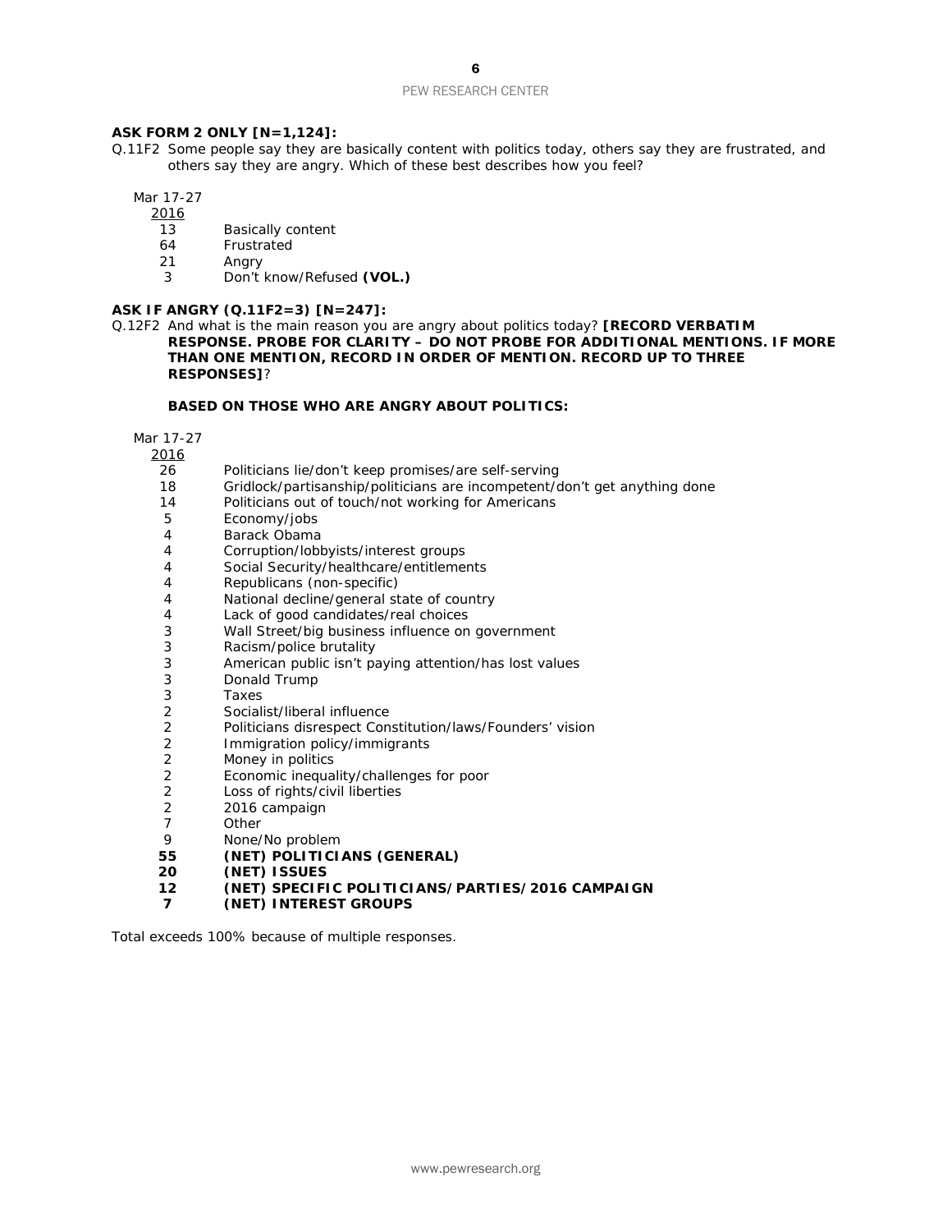**ASK FORM 2 ONLY [N=1,124]:**

Q.11F2 Some people say they are basically content with politics today, others say they are frustrated, and others say they are angry. Which of these best describes how you feel?

| Mar 17-27 2016 | |
|---|---|
| 13 | Basically content |
| 64 | Frustrated |
| 21 | Angry |
| 3 | Don't know/Refused **(VOL.)** |

**ASK IF ANGRY (Q.11F2=3) [N=247]:**

Q.12F2 And what is the main reason you are angry about politics today? **[RECORD VERBATIM RESPONSE. PROBE FOR CLARITY – DO NOT PROBE FOR ADDITIONAL MENTIONS. IF MORE THAN ONE MENTION, RECORD IN ORDER OF MENTION. RECORD UP TO THREE RESPONSES]**?

**BASED ON THOSE WHO ARE ANGRY ABOUT POLITICS:**

| Mar 17-27 2016 | |
|---|---|
| 26 | Politicians lie/don't keep promises/are self-serving |
| 18 | Gridlock/partisanship/politicians are incompetent/don't get anything done |
| 14 | Politicians out of touch/not working for Americans |
| 5 | Economy/jobs |
| 4 | Barack Obama |
| 4 | Corruption/lobbyists/interest groups |
| 4 | Social Security/healthcare/entitlements |
| 4 | Republicans (non-specific) |
| 4 | National decline/general state of country |
| 4 | Lack of good candidates/real choices |
| 3 | Wall Street/big business influence on government |
| 3 | Racism/police brutality |
| 3 | American public isn't paying attention/has lost values |
| 3 | Donald Trump |
| 3 | Taxes |
| 2 | Socialist/liberal influence |
| 2 | Politicians disrespect Constitution/laws/Founders' vision |
| 2 | Immigration policy/immigrants |
| 2 | Money in politics |
| 2 | Economic inequality/challenges for poor |
| 2 | Loss of rights/civil liberties |
| 2 | 2016 campaign |
| 7 | Other |
| 9 | None/No problem |
| **55** | **(NET) POLITICIANS (GENERAL)** |
| **20** | **(NET) ISSUES** |
| **12** | **(NET) SPECIFIC POLITICIANS/PARTIES/2016 CAMPAIGN** |
| **7** | **(NET) INTEREST GROUPS** |

Total exceeds 100% because of multiple responses.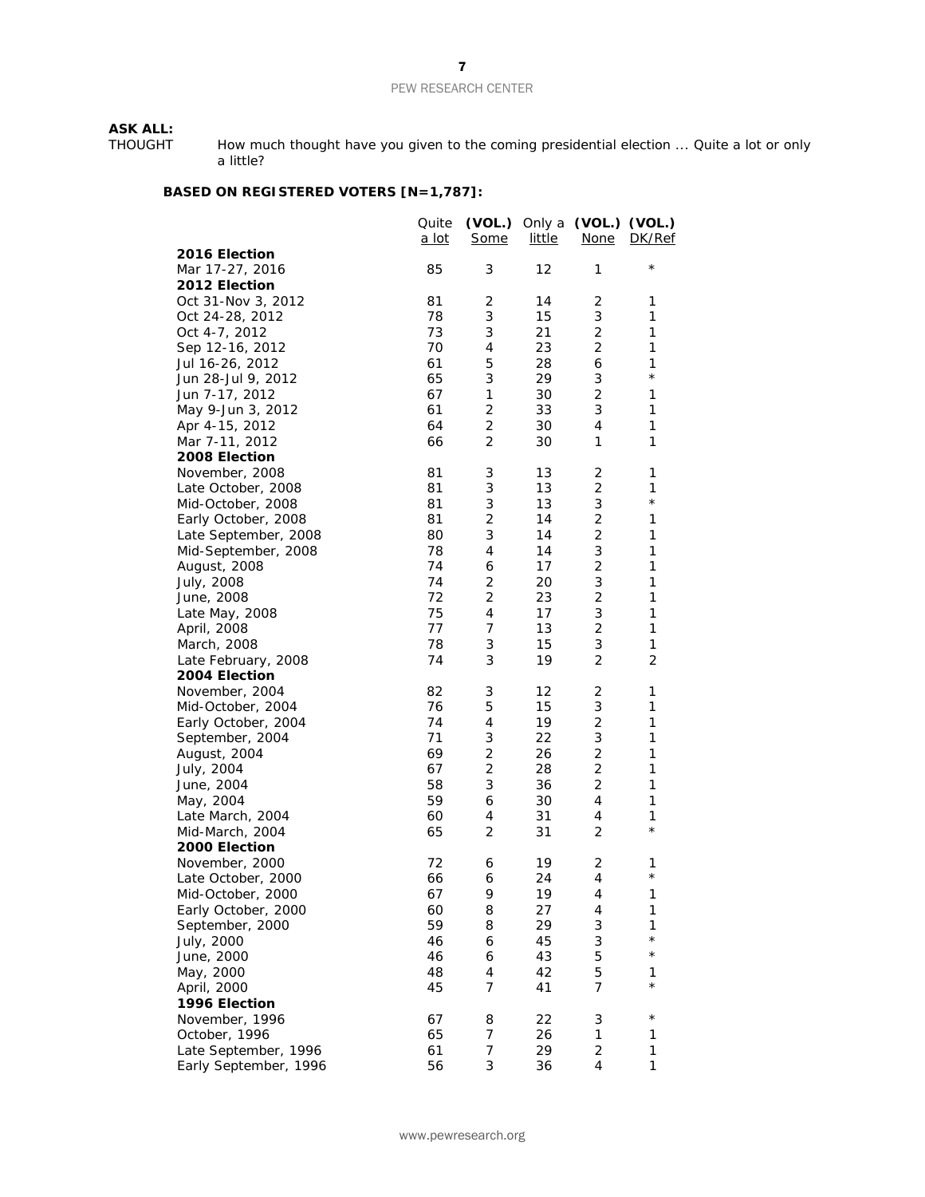**ASK ALL:**

THOUGHT How much thought have you given to the coming presidential election ... Quite a lot or only a little?

**BASED ON REGISTERED VOTERS [N=1,787]:**

| | Quite a lot | **(VOL.)** Some | Only a little | **(VOL.)** None | **(VOL.)** DK/Ref |
|---|---|---|---|---|---|
| **2016 Election** | | | | | |
| Mar 17-27, 2016 | 85 | 3 | 12 | 1 | * |
| **2012 Election** | | | | | |
| Oct 31-Nov 3, 2012 | 81 | 2 | 14 | 2 | 1 |
| Oct 24-28, 2012 | 78 | 3 | 15 | 3 | 1 |
| Oct 4-7, 2012 | 73 | 3 | 21 | 2 | 1 |
| Sep 12-16, 2012 | 70 | 4 | 23 | 2 | 1 |
| Jul 16-26, 2012 | 61 | 5 | 28 | 6 | 1 |
| Jun 28-Jul 9, 2012 | 65 | 3 | 29 | 3 | * |
| Jun 7-17, 2012 | 67 | 1 | 30 | 2 | 1 |
| May 9-Jun 3, 2012 | 61 | 2 | 33 | 3 | 1 |
| Apr 4-15, 2012 | 64 | 2 | 30 | 4 | 1 |
| Mar 7-11, 2012 | 66 | 2 | 30 | 1 | 1 |
| **2008 Election** | | | | | |
| November, 2008 | 81 | 3 | 13 | 2 | 1 |
| Late October, 2008 | 81 | 3 | 13 | 2 | 1 |
| Mid-October, 2008 | 81 | 3 | 13 | 3 | * |
| Early October, 2008 | 81 | 2 | 14 | 2 | 1 |
| Late September, 2008 | 80 | 3 | 14 | 2 | 1 |
| Mid-September, 2008 | 78 | 4 | 14 | 3 | 1 |
| August, 2008 | 74 | 6 | 17 | 2 | 1 |
| July, 2008 | 74 | 2 | 20 | 3 | 1 |
| June, 2008 | 72 | 2 | 23 | 2 | 1 |
| Late May, 2008 | 75 | 4 | 17 | 3 | 1 |
| April, 2008 | 77 | 7 | 13 | 2 | 1 |
| March, 2008 | 78 | 3 | 15 | 3 | 1 |
| Late February, 2008 | 74 | 3 | 19 | 2 | 2 |
| **2004 Election** | | | | | |
| November, 2004 | 82 | 3 | 12 | 2 | 1 |
| Mid-October, 2004 | 76 | 5 | 15 | 3 | 1 |
| Early October, 2004 | 74 | 4 | 19 | 2 | 1 |
| September, 2004 | 71 | 3 | 22 | 3 | 1 |
| August, 2004 | 69 | 2 | 26 | 2 | 1 |
| July, 2004 | 67 | 2 | 28 | 2 | 1 |
| June, 2004 | 58 | 3 | 36 | 2 | 1 |
| May, 2004 | 59 | 6 | 30 | 4 | 1 |
| Late March, 2004 | 60 | 4 | 31 | 4 | 1 |
| Mid-March, 2004 | 65 | 2 | 31 | 2 | * |
| **2000 Election** | | | | | |
| November, 2000 | 72 | 6 | 19 | 2 | 1 |
| Late October, 2000 | 66 | 6 | 24 | 4 | * |
| Mid-October, 2000 | 67 | 9 | 19 | 4 | 1 |
| Early October, 2000 | 60 | 8 | 27 | 4 | 1 |
| September, 2000 | 59 | 8 | 29 | 3 | 1 |
| July, 2000 | 46 | 6 | 45 | 3 | * |
| June, 2000 | 46 | 6 | 43 | 5 | * |
| May, 2000 | 48 | 4 | 42 | 5 | 1 |
| April, 2000 | 45 | 7 | 41 | 7 | * |
| **1996 Election** | | | | | |
| November, 1996 | 67 | 8 | 22 | 3 | * |
| October, 1996 | 65 | 7 | 26 | 1 | 1 |
| Late September, 1996 | 61 | 7 | 29 | 2 | 1 |
| Early September, 1996 | 56 | 3 | 36 | 4 | 1 |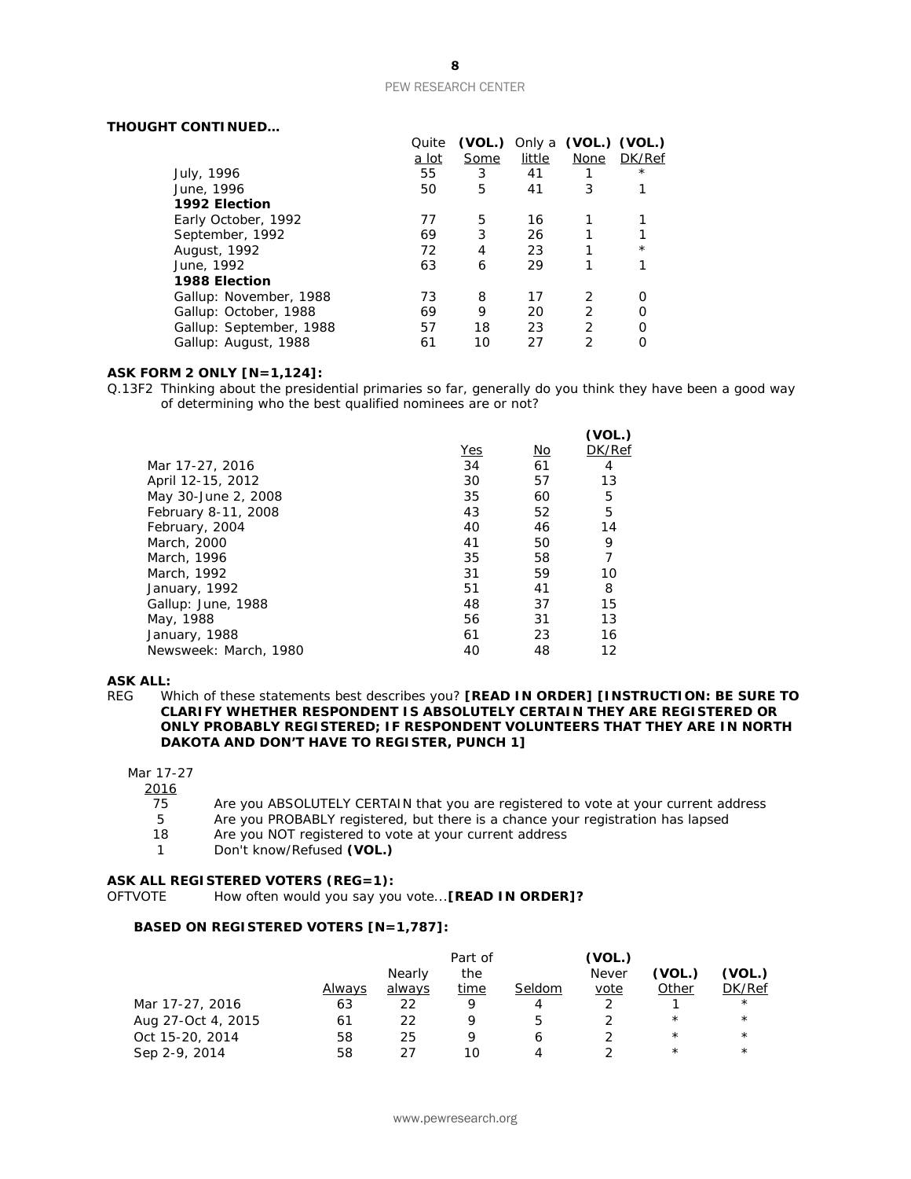**THOUGHT CONTINUED…**

| | Quite a lot | (VOL.) Some | Only a little | (VOL.) None | (VOL.) DK/Ref |
|---|---|---|---|---|---|
| July, 1996 | 55 | 3 | 41 | 1 | * |
| June, 1996 | 50 | 5 | 41 | 3 | 1 |
| **1992 Election** | | | | | |
| Early October, 1992 | 77 | 5 | 16 | 1 | 1 |
| September, 1992 | 69 | 3 | 26 | 1 | 1 |
| August, 1992 | 72 | 4 | 23 | 1 | * |
| June, 1992 | 63 | 6 | 29 | 1 | 1 |
| **1988 Election** | | | | | |
| Gallup: November, 1988 | 73 | 8 | 17 | 2 | 0 |
| Gallup: October, 1988 | 69 | 9 | 20 | 2 | 0 |
| Gallup: September, 1988 | 57 | 18 | 23 | 2 | 0 |
| Gallup: August, 1988 | 61 | 10 | 27 | 2 | 0 |

**ASK FORM 2 ONLY [N=1,124]:**

Q.13F2 Thinking about the presidential primaries so far, generally do you think they have been a good way of determining who the best qualified nominees are or not?

| | Yes | No | (VOL.) DK/Ref |
|---|---|---|---|
| Mar 17-27, 2016 | 34 | 61 | 4 |
| April 12-15, 2012 | 30 | 57 | 13 |
| May 30-June 2, 2008 | 35 | 60 | 5 |
| February 8-11, 2008 | 43 | 52 | 5 |
| February, 2004 | 40 | 46 | 14 |
| March, 2000 | 41 | 50 | 9 |
| March, 1996 | 35 | 58 | 7 |
| March, 1992 | 31 | 59 | 10 |
| January, 1992 | 51 | 41 | 8 |
| Gallup: June, 1988 | 48 | 37 | 15 |
| May, 1988 | 56 | 31 | 13 |
| January, 1988 | 61 | 23 | 16 |
| Newsweek: March, 1980 | 40 | 48 | 12 |

**ASK ALL:**

REG Which of these statements best describes you? **[READ IN ORDER] [INSTRUCTION: BE SURE TO CLARIFY WHETHER RESPONDENT IS ABSOLUTELY CERTAIN THEY ARE REGISTERED OR ONLY PROBABLY REGISTERED; IF RESPONDENT VOLUNTEERS THAT THEY ARE IN NORTH DAKOTA AND DON'T HAVE TO REGISTER, PUNCH 1]**

| Mar 17-27 2016 | |
|---|---|
| 75 | Are you ABSOLUTELY CERTAIN that you are registered to vote at your current address |
| 5 | Are you PROBABLY registered, but there is a chance your registration has lapsed |
| 18 | Are you NOT registered to vote at your current address |
| 1 | Don't know/Refused **(VOL.)** |

**ASK ALL REGISTERED VOTERS (REG=1):**

OFTVOTE How often would you say you vote...**[READ IN ORDER]?**

**BASED ON REGISTERED VOTERS [N=1,787]:**

| | Always | Nearly always | Part of the time | Seldom | (VOL.) Never vote | (VOL.) Other | (VOL.) DK/Ref |
|---|---|---|---|---|---|---|---|
| Mar 17-27, 2016 | 63 | 22 | 9 | 4 | 2 | 1 | * |
| Aug 27-Oct 4, 2015 | 61 | 22 | 9 | 5 | 2 | * | * |
| Oct 15-20, 2014 | 58 | 25 | 9 | 6 | 2 | * | * |
| Sep 2-9, 2014 | 58 | 27 | 10 | 4 | 2 | * | * |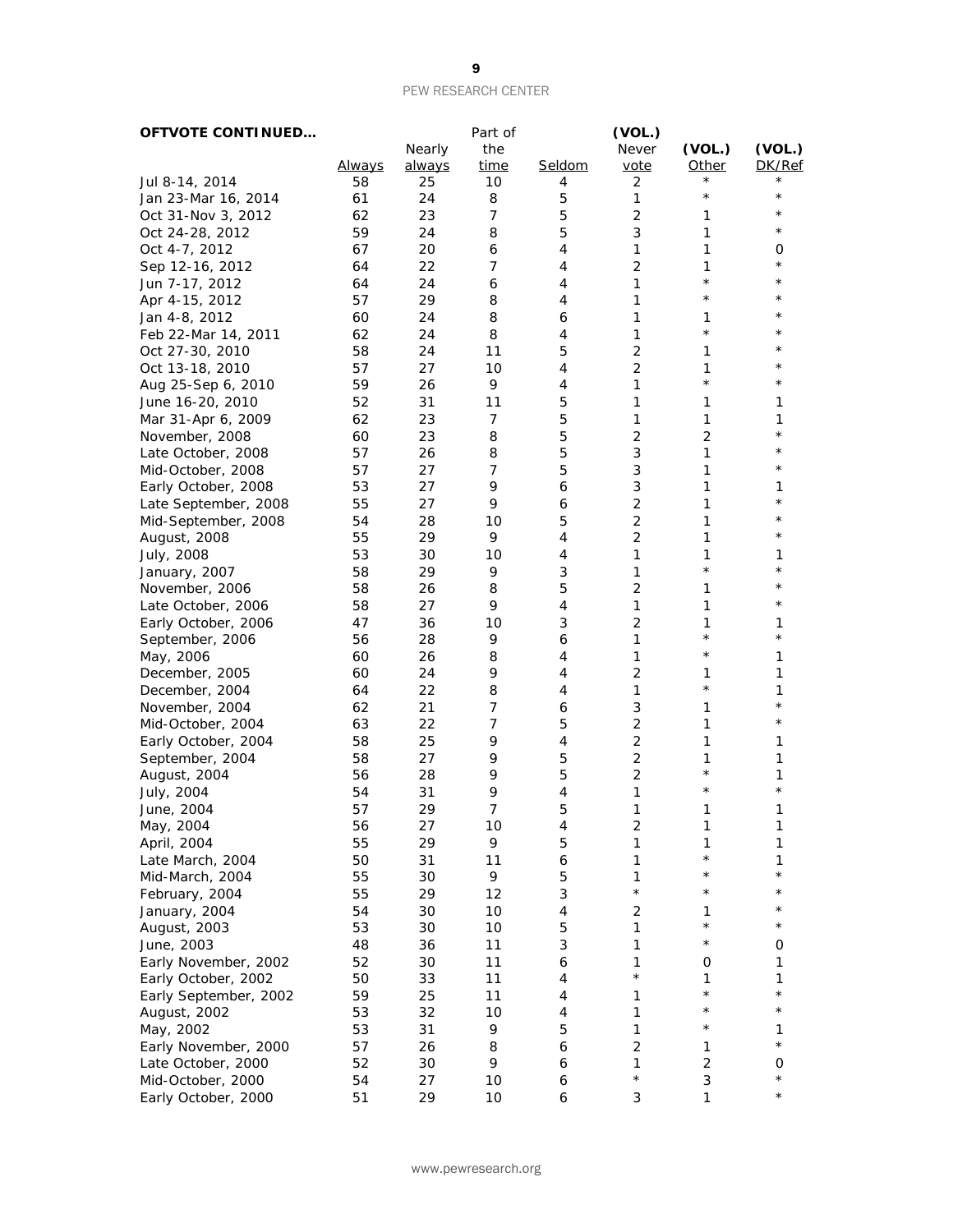**OFTVOTE CONTINUED…**

| | Always | Nearly always | Part of the time | Seldom | (VOL.) Never vote | (VOL.) Other | (VOL.) DK/Ref |
|---|---|---|---|---|---|---|---|
| Jul 8-14, 2014 | 58 | 25 | 10 | 4 | 2 | * | * |
| Jan 23-Mar 16, 2014 | 61 | 24 | 8 | 5 | 1 | * | * |
| Oct 31-Nov 3, 2012 | 62 | 23 | 7 | 5 | 2 | 1 | * |
| Oct 24-28, 2012 | 59 | 24 | 8 | 5 | 3 | 1 | * |
| Oct 4-7, 2012 | 67 | 20 | 6 | 4 | 1 | 1 | 0 |
| Sep 12-16, 2012 | 64 | 22 | 7 | 4 | 2 | 1 | * |
| Jun 7-17, 2012 | 64 | 24 | 6 | 4 | 1 | * | * |
| Apr 4-15, 2012 | 57 | 29 | 8 | 4 | 1 | * | * |
| Jan 4-8, 2012 | 60 | 24 | 8 | 6 | 1 | 1 | * |
| Feb 22-Mar 14, 2011 | 62 | 24 | 8 | 4 | 1 | * | * |
| Oct 27-30, 2010 | 58 | 24 | 11 | 5 | 2 | 1 | * |
| Oct 13-18, 2010 | 57 | 27 | 10 | 4 | 2 | 1 | * |
| Aug 25-Sep 6, 2010 | 59 | 26 | 9 | 4 | 1 | * | * |
| June 16-20, 2010 | 52 | 31 | 11 | 5 | 1 | 1 | 1 |
| Mar 31-Apr 6, 2009 | 62 | 23 | 7 | 5 | 1 | 1 | 1 |
| November, 2008 | 60 | 23 | 8 | 5 | 2 | 2 | * |
| Late October, 2008 | 57 | 26 | 8 | 5 | 3 | 1 | * |
| Mid-October, 2008 | 57 | 27 | 7 | 5 | 3 | 1 | * |
| Early October, 2008 | 53 | 27 | 9 | 6 | 3 | 1 | 1 |
| Late September, 2008 | 55 | 27 | 9 | 6 | 2 | 1 | * |
| Mid-September, 2008 | 54 | 28 | 10 | 5 | 2 | 1 | * |
| August, 2008 | 55 | 29 | 9 | 4 | 2 | 1 | * |
| July, 2008 | 53 | 30 | 10 | 4 | 1 | 1 | 1 |
| January, 2007 | 58 | 29 | 9 | 3 | 1 | * | * |
| November, 2006 | 58 | 26 | 8 | 5 | 2 | 1 | * |
| Late October, 2006 | 58 | 27 | 9 | 4 | 1 | 1 | * |
| Early October, 2006 | 47 | 36 | 10 | 3 | 2 | 1 | 1 |
| September, 2006 | 56 | 28 | 9 | 6 | 1 | * | * |
| May, 2006 | 60 | 26 | 8 | 4 | 1 | * | 1 |
| December, 2005 | 60 | 24 | 9 | 4 | 2 | 1 | 1 |
| December, 2004 | 64 | 22 | 8 | 4 | 1 | * | 1 |
| November, 2004 | 62 | 21 | 7 | 6 | 3 | 1 | * |
| Mid-October, 2004 | 63 | 22 | 7 | 5 | 2 | 1 | * |
| Early October, 2004 | 58 | 25 | 9 | 4 | 2 | 1 | 1 |
| September, 2004 | 58 | 27 | 9 | 5 | 2 | 1 | 1 |
| August, 2004 | 56 | 28 | 9 | 5 | 2 | * | 1 |
| July, 2004 | 54 | 31 | 9 | 4 | 1 | * | * |
| June, 2004 | 57 | 29 | 7 | 5 | 1 | 1 | 1 |
| May, 2004 | 56 | 27 | 10 | 4 | 2 | 1 | 1 |
| April, 2004 | 55 | 29 | 9 | 5 | 1 | 1 | 1 |
| Late March, 2004 | 50 | 31 | 11 | 6 | 1 | * | 1 |
| Mid-March, 2004 | 55 | 30 | 9 | 5 | 1 | * | * |
| February, 2004 | 55 | 29 | 12 | 3 | * | * | * |
| January, 2004 | 54 | 30 | 10 | 4 | 2 | 1 | * |
| August, 2003 | 53 | 30 | 10 | 5 | 1 | * | * |
| June, 2003 | 48 | 36 | 11 | 3 | 1 | * | 0 |
| Early November, 2002 | 52 | 30 | 11 | 6 | 1 | 0 | 1 |
| Early October, 2002 | 50 | 33 | 11 | 4 | * | 1 | 1 |
| Early September, 2002 | 59 | 25 | 11 | 4 | 1 | * | * |
| August, 2002 | 53 | 32 | 10 | 4 | 1 | * | * |
| May, 2002 | 53 | 31 | 9 | 5 | 1 | * | 1 |
| Early November, 2000 | 57 | 26 | 8 | 6 | 2 | 1 | * |
| Late October, 2000 | 52 | 30 | 9 | 6 | 1 | 2 | 0 |
| Mid-October, 2000 | 54 | 27 | 10 | 6 | * | 3 | * |
| Early October, 2000 | 51 | 29 | 10 | 6 | 3 | 1 | * |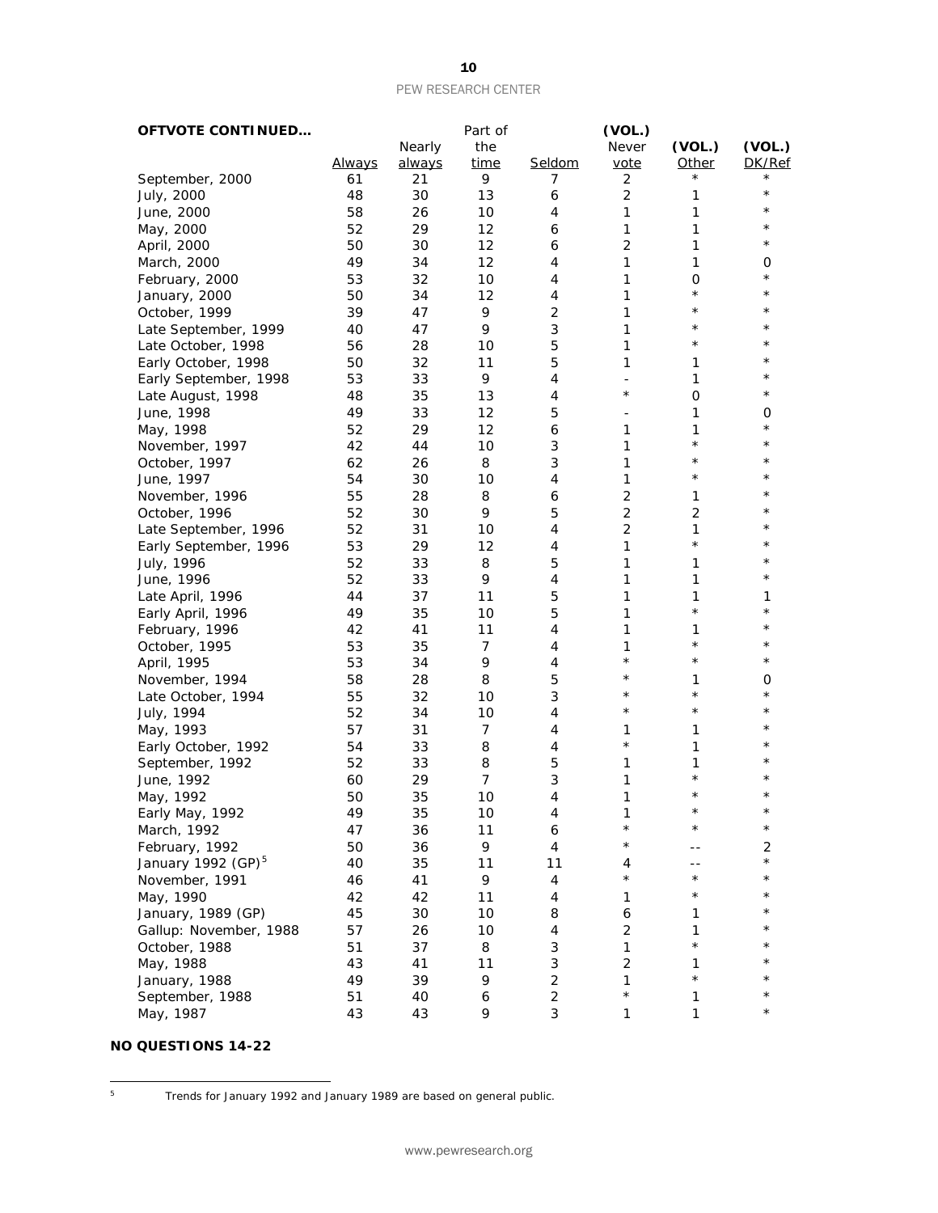**OFTVOTE CONTINUED…**

| | Always | Nearly always | Part of the time | Seldom | (VOL.) Never vote | (VOL.) Other | (VOL.) DK/Ref |
|---|---|---|---|---|---|---|---|
| September, 2000 | 61 | 21 | 9 | 7 | 2 | * | * |
| July, 2000 | 48 | 30 | 13 | 6 | 2 | 1 | * |
| June, 2000 | 58 | 26 | 10 | 4 | 1 | 1 | * |
| May, 2000 | 52 | 29 | 12 | 6 | 1 | 1 | * |
| April, 2000 | 50 | 30 | 12 | 6 | 2 | 1 | * |
| March, 2000 | 49 | 34 | 12 | 4 | 1 | 1 | 0 |
| February, 2000 | 53 | 32 | 10 | 4 | 1 | 0 | * |
| January, 2000 | 50 | 34 | 12 | 4 | 1 | * | * |
| October, 1999 | 39 | 47 | 9 | 2 | 1 | * | * |
| Late September, 1999 | 40 | 47 | 9 | 3 | 1 | * | * |
| Late October, 1998 | 56 | 28 | 10 | 5 | 1 | * | * |
| Early October, 1998 | 50 | 32 | 11 | 5 | 1 | 1 | * |
| Early September, 1998 | 53 | 33 | 9 | 4 | - | 1 | * |
| Late August, 1998 | 48 | 35 | 13 | 4 | * | 0 | * |
| June, 1998 | 49 | 33 | 12 | 5 | - | 1 | 0 |
| May, 1998 | 52 | 29 | 12 | 6 | 1 | 1 | * |
| November, 1997 | 42 | 44 | 10 | 3 | 1 | * | * |
| October, 1997 | 62 | 26 | 8 | 3 | 1 | * | * |
| June, 1997 | 54 | 30 | 10 | 4 | 1 | * | * |
| November, 1996 | 55 | 28 | 8 | 6 | 2 | 1 | * |
| October, 1996 | 52 | 30 | 9 | 5 | 2 | 2 | * |
| Late September, 1996 | 52 | 31 | 10 | 4 | 2 | 1 | * |
| Early September, 1996 | 53 | 29 | 12 | 4 | 1 | * | * |
| July, 1996 | 52 | 33 | 8 | 5 | 1 | 1 | * |
| June, 1996 | 52 | 33 | 9 | 4 | 1 | 1 | * |
| Late April, 1996 | 44 | 37 | 11 | 5 | 1 | 1 | 1 |
| Early April, 1996 | 49 | 35 | 10 | 5 | 1 | * | * |
| February, 1996 | 42 | 41 | 11 | 4 | 1 | 1 | * |
| October, 1995 | 53 | 35 | 7 | 4 | 1 | * | * |
| April, 1995 | 53 | 34 | 9 | 4 | * | * | * |
| November, 1994 | 58 | 28 | 8 | 5 | * | 1 | 0 |
| Late October, 1994 | 55 | 32 | 10 | 3 | * | * | * |
| July, 1994 | 52 | 34 | 10 | 4 | * | * | * |
| May, 1993 | 57 | 31 | 7 | 4 | 1 | 1 | * |
| Early October, 1992 | 54 | 33 | 8 | 4 | * | 1 | * |
| September, 1992 | 52 | 33 | 8 | 5 | 1 | 1 | * |
| June, 1992 | 60 | 29 | 7 | 3 | 1 | * | * |
| May, 1992 | 50 | 35 | 10 | 4 | 1 | * | * |
| Early May, 1992 | 49 | 35 | 10 | 4 | 1 | * | * |
| March, 1992 | 47 | 36 | 11 | 6 | * | * | * |
| February, 1992 | 50 | 36 | 9 | 4 | * | -- | 2 |
| January 1992 (GP)[5] | 40 | 35 | 11 | 11 | 4 | -- | * |
| November, 1991 | 46 | 41 | 9 | 4 | * | * | * |
| May, 1990 | 42 | 42 | 11 | 4 | 1 | * | * |
| January, 1989 (GP) | 45 | 30 | 10 | 8 | 6 | 1 | * |
| Gallup: November, 1988 | 57 | 26 | 10 | 4 | 2 | 1 | * |
| October, 1988 | 51 | 37 | 8 | 3 | 1 | * | * |
| May, 1988 | 43 | 41 | 11 | 3 | 2 | 1 | * |
| January, 1988 | 49 | 39 | 9 | 2 | 1 | * | * |
| September, 1988 | 51 | 40 | 6 | 2 | * | 1 | * |
| May, 1987 | 43 | 43 | 9 | 3 | 1 | 1 | * |

**NO QUESTIONS 14-22**

[5] Trends for January 1992 and January 1989 are based on general public.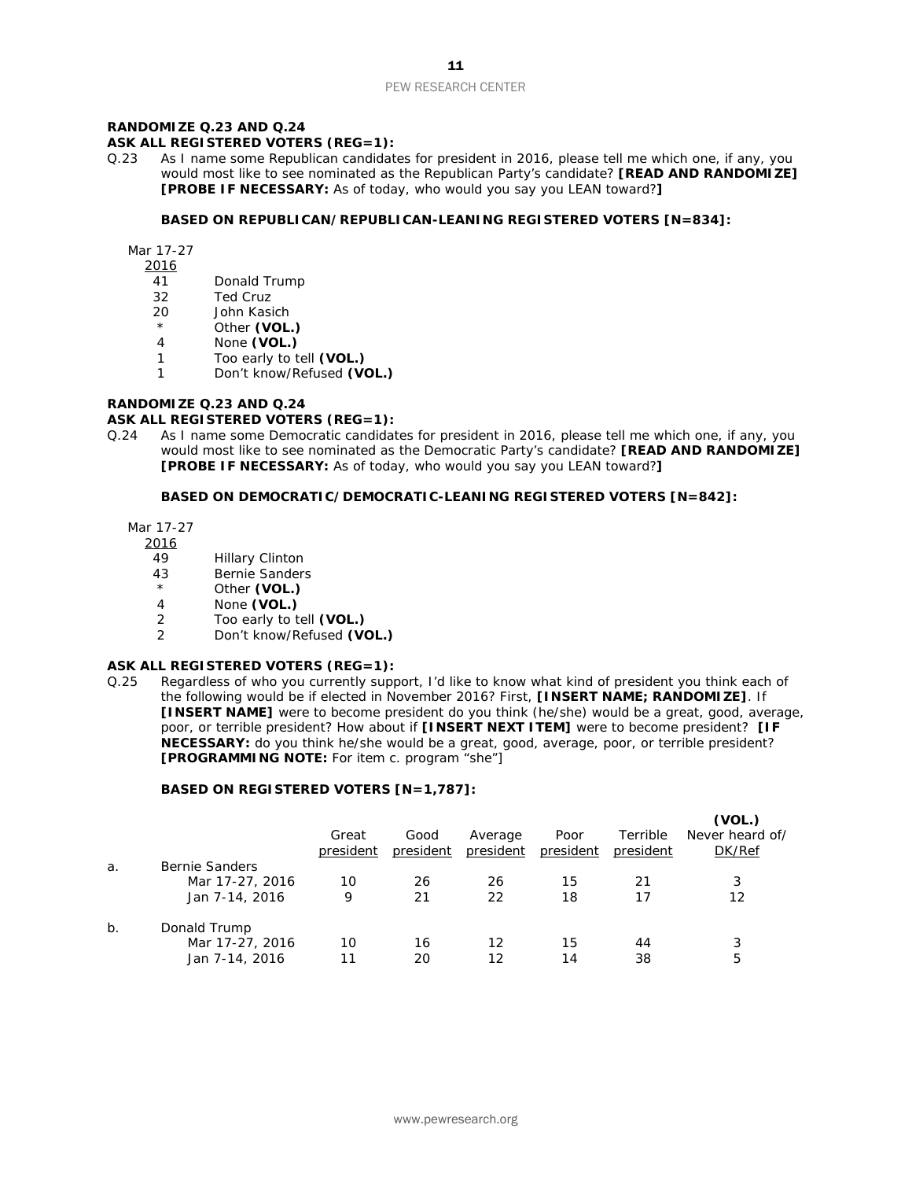**RANDOMIZE Q.23 AND Q.24**
**ASK ALL REGISTERED VOTERS (REG=1):**

Q.23 As I name some Republican candidates for president in 2016, please tell me which one, if any, you would most like to see nominated as the Republican Party's candidate? **[READ AND RANDOMIZE] [PROBE IF NECESSARY:** As of today, who would you say you LEAN toward?**]**

**BASED ON REPUBLICAN/REPUBLICAN-LEANING REGISTERED VOTERS [N=834]:**

| Mar 17-27 2016 | |
|---|---|
| 41 | Donald Trump |
| 32 | Ted Cruz |
| 20 | John Kasich |
| * | Other **(VOL.)** |
| 4 | None **(VOL.)** |
| 1 | Too early to tell **(VOL.)** |
| 1 | Don't know/Refused **(VOL.)** |

**RANDOMIZE Q.23 AND Q.24**
**ASK ALL REGISTERED VOTERS (REG=1):**

Q.24 As I name some Democratic candidates for president in 2016, please tell me which one, if any, you would most like to see nominated as the Democratic Party's candidate? **[READ AND RANDOMIZE] [PROBE IF NECESSARY:** As of today, who would you say you LEAN toward?**]**

**BASED ON DEMOCRATIC/DEMOCRATIC-LEANING REGISTERED VOTERS [N=842]:**

| Mar 17-27 2016 | |
|---|---|
| 49 | Hillary Clinton |
| 43 | Bernie Sanders |
| * | Other **(VOL.)** |
| 4 | None **(VOL.)** |
| 2 | Too early to tell **(VOL.)** |
| 2 | Don't know/Refused **(VOL.)** |

**ASK ALL REGISTERED VOTERS (REG=1):**

Q.25 Regardless of who you currently support, I'd like to know what kind of president you think each of the following would be if elected in November 2016? First, **[INSERT NAME; RANDOMIZE]**. If **[INSERT NAME]** were to become president do you think (he/she) would be a great, good, average, poor, or terrible president? How about if **[INSERT NEXT ITEM]** were to become president? **[IF NECESSARY:** do you think he/she would be a great, good, average, poor, or terrible president? **[PROGRAMMING NOTE:** For item c. program "she"]

**BASED ON REGISTERED VOTERS [N=1,787]:**

| | | Great president | Good president | Average president | Poor president | Terrible president | **(VOL.)** Never heard of/ DK/Ref |
|---|---|---|---|---|---|---|---|
| a. | Bernie Sanders | | | | | | |
| | Mar 17-27, 2016 | 10 | 26 | 26 | 15 | 21 | 3 |
| | Jan 7-14, 2016 | 9 | 21 | 22 | 18 | 17 | 12 |
| b. | Donald Trump | | | | | | |
| | Mar 17-27, 2016 | 10 | 16 | 12 | 15 | 44 | 3 |
| | Jan 7-14, 2016 | 11 | 20 | 12 | 14 | 38 | 5 |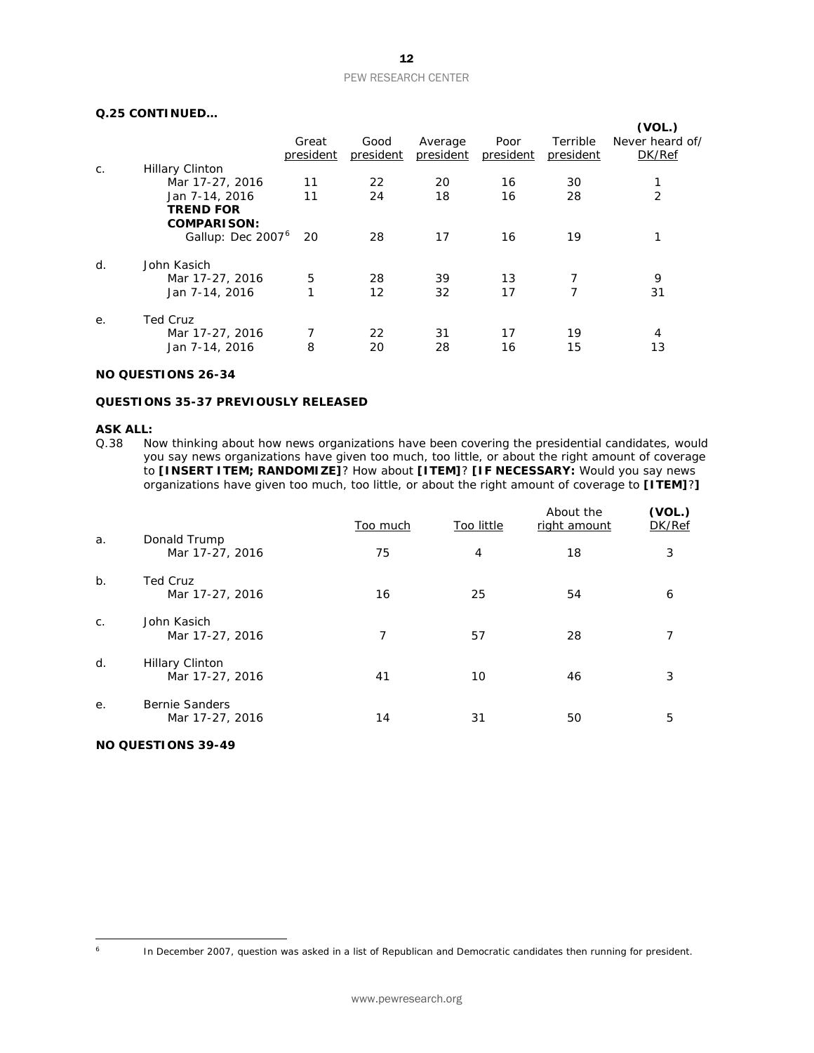**Q.25 CONTINUED…**

| | | Great president | Good president | Average president | Poor president | Terrible president | (VOL.) Never heard of/ DK/Ref |
|---|---|---|---|---|---|---|---|
| c. | Hillary Clinton | | | | | | |
| | Mar 17-27, 2016 | 11 | 22 | 20 | 16 | 30 | 1 |
| | Jan 7-14, 2016 | 11 | 24 | 18 | 16 | 28 | 2 |
| | **TREND FOR COMPARISON:** | | | | | | |
| | Gallup: Dec 2007[6] | 20 | 28 | 17 | 16 | 19 | 1 |
| d. | John Kasich | | | | | | |
| | Mar 17-27, 2016 | 5 | 28 | 39 | 13 | 7 | 9 |
| | Jan 7-14, 2016 | 1 | 12 | 32 | 17 | 7 | 31 |
| e. | Ted Cruz | | | | | | |
| | Mar 17-27, 2016 | 7 | 22 | 31 | 17 | 19 | 4 |
| | Jan 7-14, 2016 | 8 | 20 | 28 | 16 | 15 | 13 |

**NO QUESTIONS 26-34**

**QUESTIONS 35-37 PREVIOUSLY RELEASED**

**ASK ALL:**

Q.38 Now thinking about how news organizations have been covering the presidential candidates, would you say news organizations have given too much, too little, or about the right amount of coverage to **[INSERT ITEM; RANDOMIZE]**? How about **[ITEM]**? **[IF NECESSARY:** Would you say news organizations have given too much, too little, or about the right amount of coverage to **[ITEM]**?**]**

| | | Too much | Too little | About the right amount | (VOL.) DK/Ref |
|---|---|---|---|---|---|
| a. | Donald Trump | | | | |
| | Mar 17-27, 2016 | 75 | 4 | 18 | 3 |
| b. | Ted Cruz | | | | |
| | Mar 17-27, 2016 | 16 | 25 | 54 | 6 |
| c. | John Kasich | | | | |
| | Mar 17-27, 2016 | 7 | 57 | 28 | 7 |
| d. | Hillary Clinton | | | | |
| | Mar 17-27, 2016 | 41 | 10 | 46 | 3 |
| e. | Bernie Sanders | | | | |
| | Mar 17-27, 2016 | 14 | 31 | 50 | 5 |

**NO QUESTIONS 39-49**

[6] In December 2007, question was asked in a list of Republican and Democratic candidates then running for president.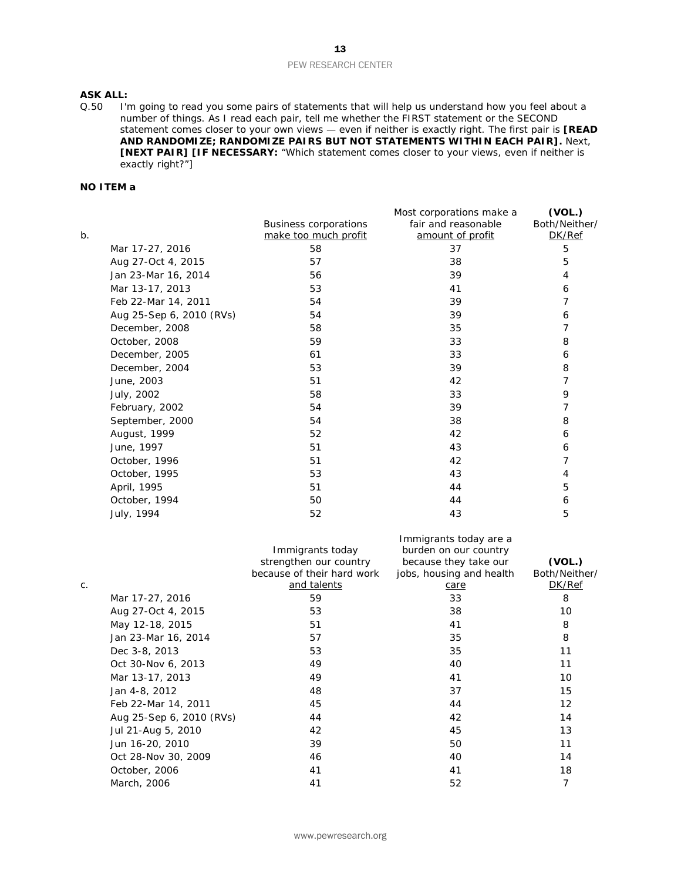**ASK ALL:**

Q.50 I'm going to read you some pairs of statements that will help us understand how you feel about a number of things. As I read each pair, tell me whether the FIRST statement or the SECOND statement comes closer to your own views — even if neither is exactly right. The first pair is **[READ AND RANDOMIZE; RANDOMIZE PAIRS BUT NOT STATEMENTS WITHIN EACH PAIR].** Next, **[NEXT PAIR] [IF NECESSARY:** "Which statement comes closer to your views, even if neither is exactly right?"]

**NO ITEM a**

| b. | Business corporations make too much profit | Most corporations make a fair and reasonable amount of profit | (VOL.) Both/Neither/ DK/Ref |
|---|---|---|---|
| Mar 17-27, 2016 | 58 | 37 | 5 |
| Aug 27-Oct 4, 2015 | 57 | 38 | 5 |
| Jan 23-Mar 16, 2014 | 56 | 39 | 4 |
| Mar 13-17, 2013 | 53 | 41 | 6 |
| Feb 22-Mar 14, 2011 | 54 | 39 | 7 |
| Aug 25-Sep 6, 2010 (RVs) | 54 | 39 | 6 |
| December, 2008 | 58 | 35 | 7 |
| October, 2008 | 59 | 33 | 8 |
| December, 2005 | 61 | 33 | 6 |
| December, 2004 | 53 | 39 | 8 |
| June, 2003 | 51 | 42 | 7 |
| July, 2002 | 58 | 33 | 9 |
| February, 2002 | 54 | 39 | 7 |
| September, 2000 | 54 | 38 | 8 |
| August, 1999 | 52 | 42 | 6 |
| June, 1997 | 51 | 43 | 6 |
| October, 1996 | 51 | 42 | 7 |
| October, 1995 | 53 | 43 | 4 |
| April, 1995 | 51 | 44 | 5 |
| October, 1994 | 50 | 44 | 6 |
| July, 1994 | 52 | 43 | 5 |

| c. | Immigrants today strengthen our country because of their hard work and talents | Immigrants today are a burden on our country because they take our jobs, housing and health care | (VOL.) Both/Neither/ DK/Ref |
|---|---|---|---|
| Mar 17-27, 2016 | 59 | 33 | 8 |
| Aug 27-Oct 4, 2015 | 53 | 38 | 10 |
| May 12-18, 2015 | 51 | 41 | 8 |
| Jan 23-Mar 16, 2014 | 57 | 35 | 8 |
| Dec 3-8, 2013 | 53 | 35 | 11 |
| Oct 30-Nov 6, 2013 | 49 | 40 | 11 |
| Mar 13-17, 2013 | 49 | 41 | 10 |
| Jan 4-8, 2012 | 48 | 37 | 15 |
| Feb 22-Mar 14, 2011 | 45 | 44 | 12 |
| Aug 25-Sep 6, 2010 (RVs) | 44 | 42 | 14 |
| Jul 21-Aug 5, 2010 | 42 | 45 | 13 |
| Jun 16-20, 2010 | 39 | 50 | 11 |
| Oct 28-Nov 30, 2009 | 46 | 40 | 14 |
| October, 2006 | 41 | 41 | 18 |
| March, 2006 | 41 | 52 | 7 |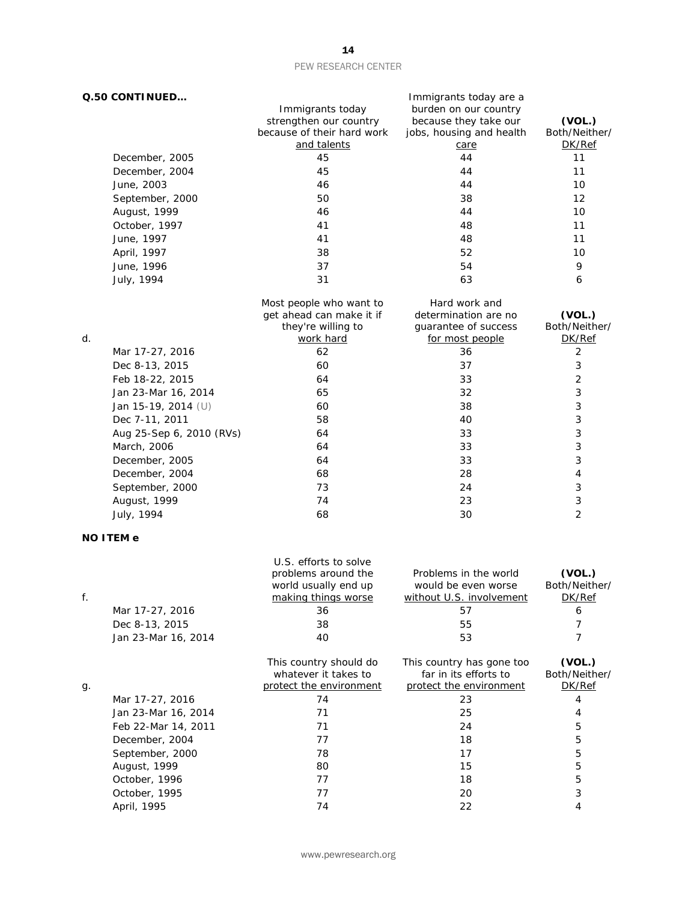**Q.50 CONTINUED…**

| | Immigrants today strengthen our country because of their hard work and talents | Immigrants today are a burden on our country because they take our jobs, housing and health care | **(VOL.)** Both/Neither/ DK/Ref |
|---|---|---|---|
| December, 2005 | 45 | 44 | 11 |
| December, 2004 | 45 | 44 | 11 |
| June, 2003 | 46 | 44 | 10 |
| September, 2000 | 50 | 38 | 12 |
| August, 1999 | 46 | 44 | 10 |
| October, 1997 | 41 | 48 | 11 |
| June, 1997 | 41 | 48 | 11 |
| April, 1997 | 38 | 52 | 10 |
| June, 1996 | 37 | 54 | 9 |
| July, 1994 | 31 | 63 | 6 |

| d. | Most people who want to get ahead can make it if they're willing to work hard | Hard work and determination are no guarantee of success for most people | **(VOL.)** Both/Neither/ DK/Ref |
|---|---|---|---|
| Mar 17-27, 2016 | 62 | 36 | 2 |
| Dec 8-13, 2015 | 60 | 37 | 3 |
| Feb 18-22, 2015 | 64 | 33 | 2 |
| Jan 23-Mar 16, 2014 | 65 | 32 | 3 |
| Jan 15-19, 2014 (U) | 60 | 38 | 3 |
| Dec 7-11, 2011 | 58 | 40 | 3 |
| Aug 25-Sep 6, 2010 (RVs) | 64 | 33 | 3 |
| March, 2006 | 64 | 33 | 3 |
| December, 2005 | 64 | 33 | 3 |
| December, 2004 | 68 | 28 | 4 |
| September, 2000 | 73 | 24 | 3 |
| August, 1999 | 74 | 23 | 3 |
| July, 1994 | 68 | 30 | 2 |

**NO ITEM e**

| f. | U.S. efforts to solve problems around the world usually end up making things worse | Problems in the world would be even worse without U.S. involvement | **(VOL.)** Both/Neither/ DK/Ref |
|---|---|---|---|
| Mar 17-27, 2016 | 36 | 57 | 6 |
| Dec 8-13, 2015 | 38 | 55 | 7 |
| Jan 23-Mar 16, 2014 | 40 | 53 | 7 |

| g. | This country should do whatever it takes to protect the environment | This country has gone too far in its efforts to protect the environment | **(VOL.)** Both/Neither/ DK/Ref |
|---|---|---|---|
| Mar 17-27, 2016 | 74 | 23 | 4 |
| Jan 23-Mar 16, 2014 | 71 | 25 | 4 |
| Feb 22-Mar 14, 2011 | 71 | 24 | 5 |
| December, 2004 | 77 | 18 | 5 |
| September, 2000 | 78 | 17 | 5 |
| August, 1999 | 80 | 15 | 5 |
| October, 1996 | 77 | 18 | 5 |
| October, 1995 | 77 | 20 | 3 |
| April, 1995 | 74 | 22 | 4 |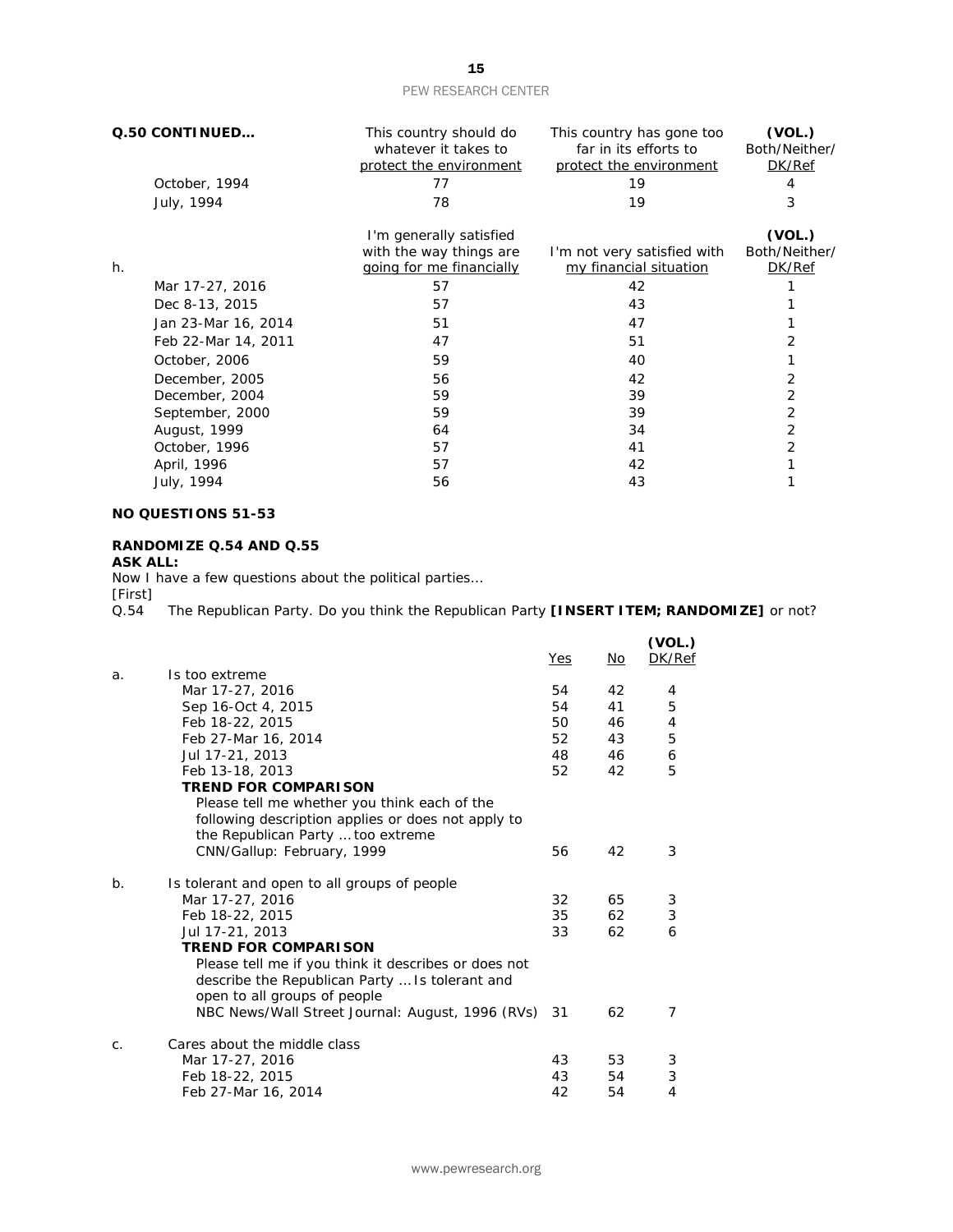**Q.50 CONTINUED…**

| | This country should do whatever it takes to protect the environment | This country has gone too far in its efforts to protect the environment | (VOL.) Both/Neither/ DK/Ref |
|---|---|---|---|
| October, 1994 | 77 | 19 | 4 |
| July, 1994 | 78 | 19 | 3 |

| h. | I'm generally satisfied with the way things are going for me financially | I'm not very satisfied with my financial situation | (VOL.) Both/Neither/ DK/Ref |
|---|---|---|---|
| Mar 17-27, 2016 | 57 | 42 | 1 |
| Dec 8-13, 2015 | 57 | 43 | 1 |
| Jan 23-Mar 16, 2014 | 51 | 47 | 1 |
| Feb 22-Mar 14, 2011 | 47 | 51 | 2 |
| October, 2006 | 59 | 40 | 1 |
| December, 2005 | 56 | 42 | 2 |
| December, 2004 | 59 | 39 | 2 |
| September, 2000 | 59 | 39 | 2 |
| August, 1999 | 64 | 34 | 2 |
| October, 1996 | 57 | 41 | 2 |
| April, 1996 | 57 | 42 | 1 |
| July, 1994 | 56 | 43 | 1 |

**NO QUESTIONS 51-53**

**RANDOMIZE Q.54 AND Q.55**
**ASK ALL:**
Now I have a few questions about the political parties…
[First]
Q.54 The Republican Party. Do you think the Republican Party **[INSERT ITEM; RANDOMIZE]** or not?

| | Yes | No | (VOL.) DK/Ref |
|---|---|---|---|
| a. Is too extreme | | | |
| Mar 17-27, 2016 | 54 | 42 | 4 |
| Sep 16-Oct 4, 2015 | 54 | 41 | 5 |
| Feb 18-22, 2015 | 50 | 46 | 4 |
| Feb 27-Mar 16, 2014 | 52 | 43 | 5 |
| Jul 17-21, 2013 | 48 | 46 | 6 |
| Feb 13-18, 2013 | 52 | 42 | 5 |
| **TREND FOR COMPARISON** | | | |
| Please tell me whether you think each of the following description applies or does not apply to the Republican Party … too extreme | | | |
| CNN/Gallup: February, 1999 | 56 | 42 | 3 |
| b. Is tolerant and open to all groups of people | | | |
| Mar 17-27, 2016 | 32 | 65 | 3 |
| Feb 18-22, 2015 | 35 | 62 | 3 |
| Jul 17-21, 2013 | 33 | 62 | 6 |
| **TREND FOR COMPARISON** | | | |
| Please tell me if you think it describes or does not describe the Republican Party … Is tolerant and open to all groups of people | | | |
| NBC News/Wall Street Journal: August, 1996 (RVs) | 31 | 62 | 7 |
| c. Cares about the middle class | | | |
| Mar 17-27, 2016 | 43 | 53 | 3 |
| Feb 18-22, 2015 | 43 | 54 | 3 |
| Feb 27-Mar 16, 2014 | 42 | 54 | 4 |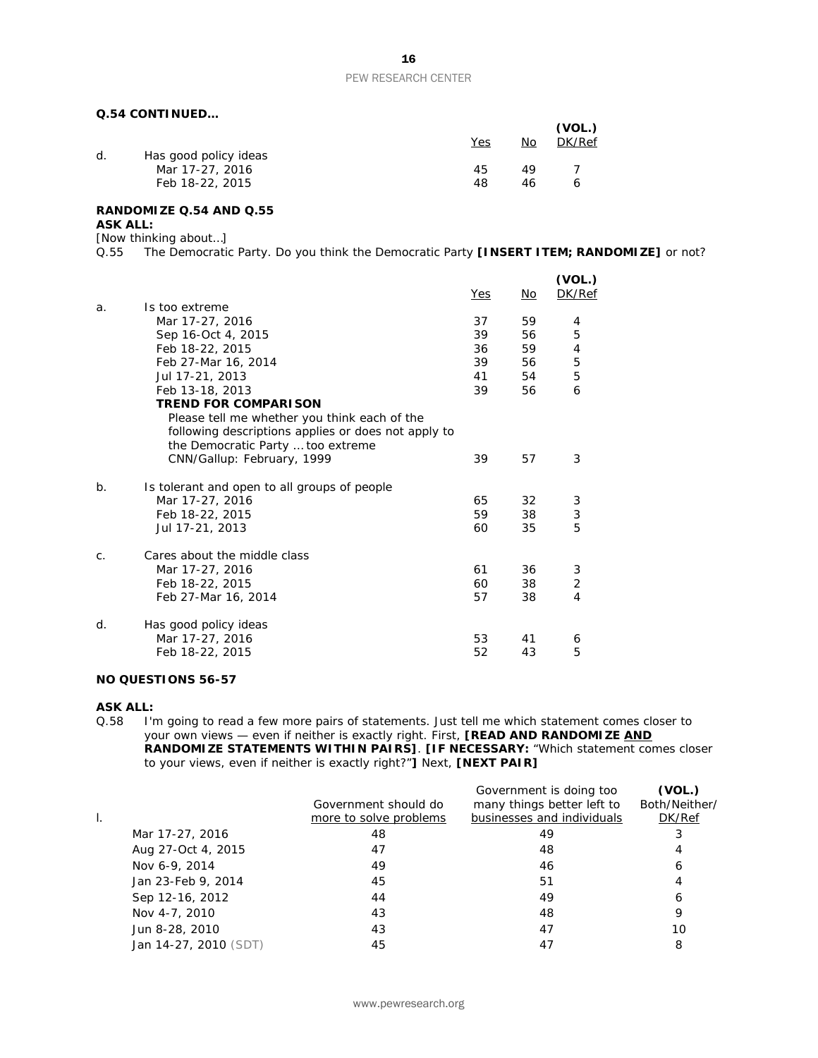**Q.54 CONTINUED…**

| | | Yes | No | (VOL.) DK/Ref |
|---|---|---|---|---|
| d. | Has good policy ideas | | | |
| | Mar 17-27, 2016 | 45 | 49 | 7 |
| | Feb 18-22, 2015 | 48 | 46 | 6 |

**RANDOMIZE Q.54 AND Q.55**

**ASK ALL:**

[Now thinking about…]

Q.55 The Democratic Party. Do you think the Democratic Party **[INSERT ITEM; RANDOMIZE]** or not?

| | | Yes | No | (VOL.) DK/Ref |
|---|---|---|---|---|
| a. | Is too extreme | | | |
| | Mar 17-27, 2016 | 37 | 59 | 4 |
| | Sep 16-Oct 4, 2015 | 39 | 56 | 5 |
| | Feb 18-22, 2015 | 36 | 59 | 4 |
| | Feb 27-Mar 16, 2014 | 39 | 56 | 5 |
| | Jul 17-21, 2013 | 41 | 54 | 5 |
| | Feb 13-18, 2013 | 39 | 56 | 6 |
| | **TREND FOR COMPARISON** | | | |
| | Please tell me whether you think each of the following descriptions applies or does not apply to the Democratic Party … too extreme | | | |
| | CNN/Gallup: February, 1999 | 39 | 57 | 3 |
| b. | Is tolerant and open to all groups of people | | | |
| | Mar 17-27, 2016 | 65 | 32 | 3 |
| | Feb 18-22, 2015 | 59 | 38 | 3 |
| | Jul 17-21, 2013 | 60 | 35 | 5 |
| c. | Cares about the middle class | | | |
| | Mar 17-27, 2016 | 61 | 36 | 3 |
| | Feb 18-22, 2015 | 60 | 38 | 2 |
| | Feb 27-Mar 16, 2014 | 57 | 38 | 4 |
| d. | Has good policy ideas | | | |
| | Mar 17-27, 2016 | 53 | 41 | 6 |
| | Feb 18-22, 2015 | 52 | 43 | 5 |

**NO QUESTIONS 56-57**

**ASK ALL:**

Q.58 I'm going to read a few more pairs of statements. Just tell me which statement comes closer to your own views — even if neither is exactly right. First, **[READ AND RANDOMIZE AND RANDOMIZE STATEMENTS WITHIN PAIRS]**. **[IF NECESSARY:** "Which statement comes closer to your views, even if neither is exactly right?"**]** Next, **[NEXT PAIR]**

| l. | Government should do more to solve problems | Government is doing too many things better left to businesses and individuals | (VOL.) Both/Neither/ DK/Ref |
|---|---|---|---|
| Mar 17-27, 2016 | 48 | 49 | 3 |
| Aug 27-Oct 4, 2015 | 47 | 48 | 4 |
| Nov 6-9, 2014 | 49 | 46 | 6 |
| Jan 23-Feb 9, 2014 | 45 | 51 | 4 |
| Sep 12-16, 2012 | 44 | 49 | 6 |
| Nov 4-7, 2010 | 43 | 48 | 9 |
| Jun 8-28, 2010 | 43 | 47 | 10 |
| Jan 14-27, 2010 (SDT) | 45 | 47 | 8 |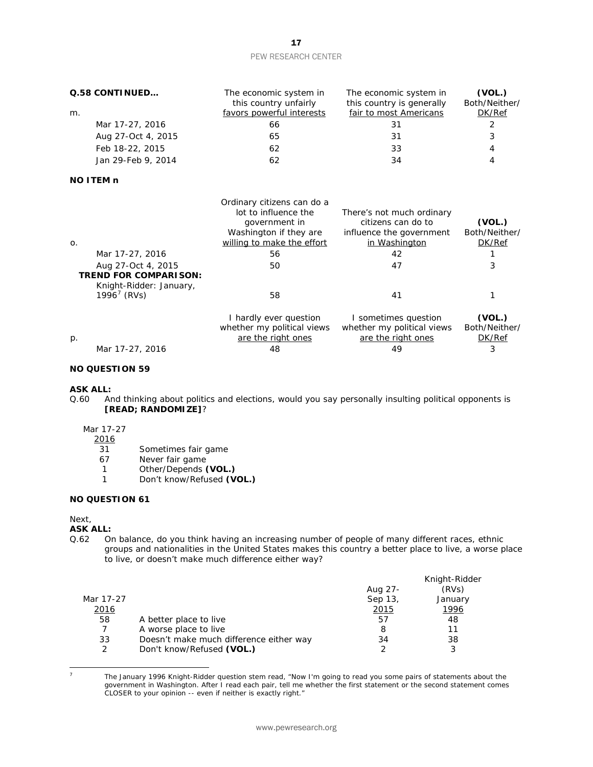**Q.58 CONTINUED…**

| m. | The economic system in this country unfairly favors powerful interests | The economic system in this country is generally fair to most Americans | (VOL.) Both/Neither/ DK/Ref |
|---|---|---|---|
| Mar 17-27, 2016 | 66 | 31 | 2 |
| Aug 27-Oct 4, 2015 | 65 | 31 | 3 |
| Feb 18-22, 2015 | 62 | 33 | 4 |
| Jan 29-Feb 9, 2014 | 62 | 34 | 4 |

**NO ITEM n**

| o. | Ordinary citizens can do a lot to influence the government in Washington if they are willing to make the effort | There's not much ordinary citizens can do to influence the government in Washington | (VOL.) Both/Neither/ DK/Ref |
|---|---|---|---|
| Mar 17-27, 2016 | 56 | 42 | 1 |
| Aug 27-Oct 4, 2015 | 50 | 47 | 3 |
| **TREND FOR COMPARISON:** | | | |
| Knight-Ridder: January, 1996[7] (RVs) | 58 | 41 | 1 |

| p. | I hardly ever question whether my political views are the right ones | I sometimes question whether my political views are the right ones | (VOL.) Both/Neither/ DK/Ref |
|---|---|---|---|
| Mar 17-27, 2016 | 48 | 49 | 3 |

**NO QUESTION 59**

**ASK ALL:**

Q.60 And thinking about politics and elections, would you say personally insulting political opponents is **[READ; RANDOMIZE]**?

| Mar 17-27 2016 | |
|---|---|
| 31 | Sometimes fair game |
| 67 | Never fair game |
| 1 | Other/Depends **(VOL.)** |
| 1 | Don't know/Refused **(VOL.)** |

**NO QUESTION 61**

Next,

**ASK ALL:**

Q.62 On balance, do you think having an increasing number of people of many different races, ethnic groups and nationalities in the United States makes this country a better place to live, a worse place to live, or doesn't make much difference either way?

| Mar 17-27 2016 | | Aug 27-Sep 13, 2015 | Knight-Ridder (RVs) January 1996 |
|---|---|---|---|
| 58 | A better place to live | 57 | 48 |
| 7 | A worse place to live | 8 | 11 |
| 33 | Doesn't make much difference either way | 34 | 38 |
| 2 | Don't know/Refused **(VOL.)** | 2 | 3 |

---

[7] The January 1996 Knight-Ridder question stem read, "Now I'm going to read you some pairs of statements about the government in Washington. After I read each pair, tell me whether the first statement or the second statement comes CLOSER to your opinion -- even if neither is exactly right."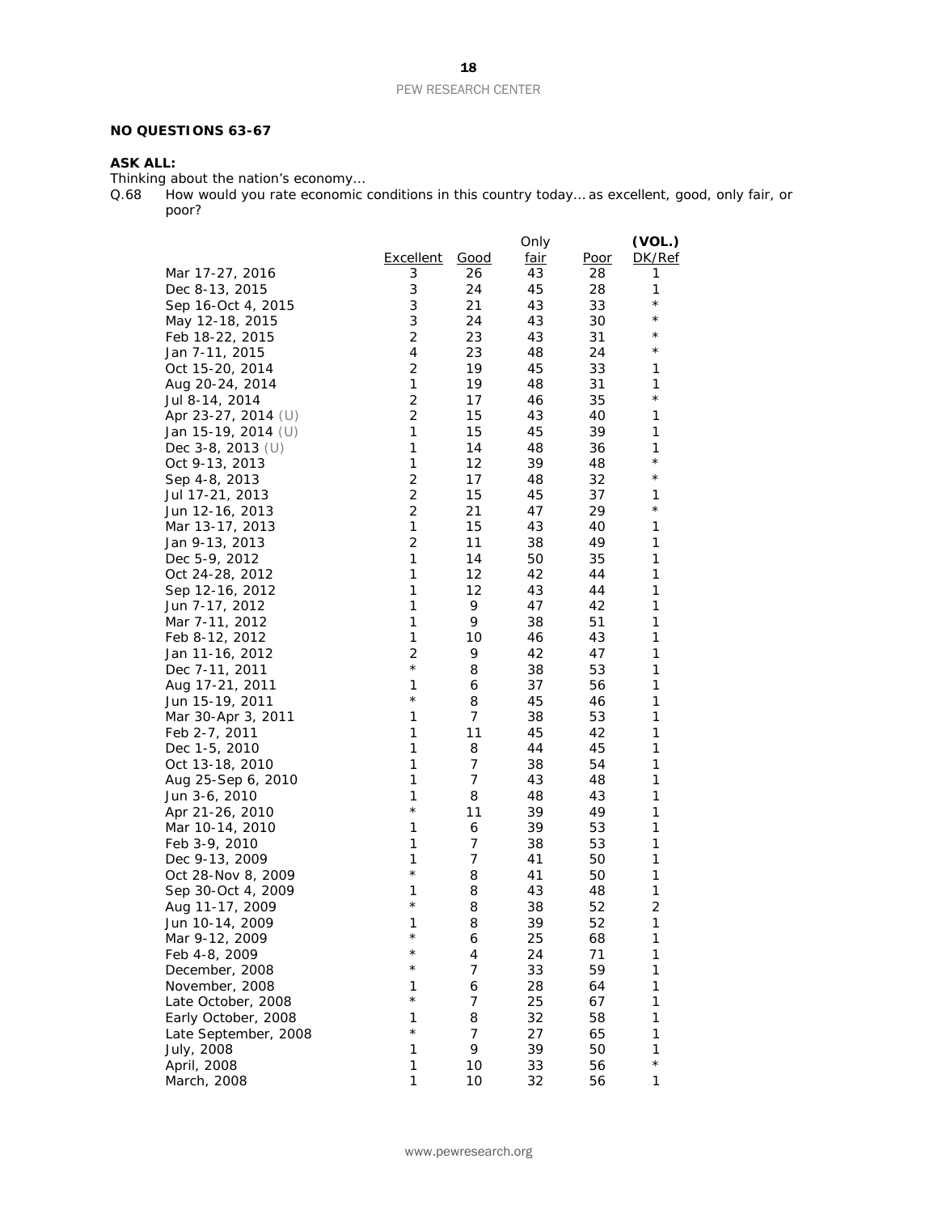**NO QUESTIONS 63-67**

**ASK ALL:**

*Thinking about the nation's economy…*

Q.68 How would you rate economic conditions in this country today… as excellent, good, only fair, or poor?

| | Excellent | Good | Only fair | Poor | (VOL.) DK/Ref |
|---|---|---|---|---|---|
| Mar 17-27, 2016 | 3 | 26 | 43 | 28 | 1 |
| Dec 8-13, 2015 | 3 | 24 | 45 | 28 | 1 |
| Sep 16-Oct 4, 2015 | 3 | 21 | 43 | 33 | * |
| May 12-18, 2015 | 3 | 24 | 43 | 30 | * |
| Feb 18-22, 2015 | 2 | 23 | 43 | 31 | * |
| Jan 7-11, 2015 | 4 | 23 | 48 | 24 | * |
| Oct 15-20, 2014 | 2 | 19 | 45 | 33 | 1 |
| Aug 20-24, 2014 | 1 | 19 | 48 | 31 | 1 |
| Jul 8-14, 2014 | 2 | 17 | 46 | 35 | * |
| Apr 23-27, 2014 (U) | 2 | 15 | 43 | 40 | 1 |
| Jan 15-19, 2014 (U) | 1 | 15 | 45 | 39 | 1 |
| Dec 3-8, 2013 (U) | 1 | 14 | 48 | 36 | 1 |
| Oct 9-13, 2013 | 1 | 12 | 39 | 48 | * |
| Sep 4-8, 2013 | 2 | 17 | 48 | 32 | * |
| Jul 17-21, 2013 | 2 | 15 | 45 | 37 | 1 |
| Jun 12-16, 2013 | 2 | 21 | 47 | 29 | * |
| Mar 13-17, 2013 | 1 | 15 | 43 | 40 | 1 |
| Jan 9-13, 2013 | 2 | 11 | 38 | 49 | 1 |
| Dec 5-9, 2012 | 1 | 14 | 50 | 35 | 1 |
| Oct 24-28, 2012 | 1 | 12 | 42 | 44 | 1 |
| Sep 12-16, 2012 | 1 | 12 | 43 | 44 | 1 |
| Jun 7-17, 2012 | 1 | 9 | 47 | 42 | 1 |
| Mar 7-11, 2012 | 1 | 9 | 38 | 51 | 1 |
| Feb 8-12, 2012 | 1 | 10 | 46 | 43 | 1 |
| Jan 11-16, 2012 | 2 | 9 | 42 | 47 | 1 |
| Dec 7-11, 2011 | * | 8 | 38 | 53 | 1 |
| Aug 17-21, 2011 | 1 | 6 | 37 | 56 | 1 |
| Jun 15-19, 2011 | * | 8 | 45 | 46 | 1 |
| Mar 30-Apr 3, 2011 | 1 | 7 | 38 | 53 | 1 |
| Feb 2-7, 2011 | 1 | 11 | 45 | 42 | 1 |
| Dec 1-5, 2010 | 1 | 8 | 44 | 45 | 1 |
| Oct 13-18, 2010 | 1 | 7 | 38 | 54 | 1 |
| Aug 25-Sep 6, 2010 | 1 | 7 | 43 | 48 | 1 |
| Jun 3-6, 2010 | 1 | 8 | 48 | 43 | 1 |
| Apr 21-26, 2010 | * | 11 | 39 | 49 | 1 |
| Mar 10-14, 2010 | 1 | 6 | 39 | 53 | 1 |
| Feb 3-9, 2010 | 1 | 7 | 38 | 53 | 1 |
| Dec 9-13, 2009 | 1 | 7 | 41 | 50 | 1 |
| Oct 28-Nov 8, 2009 | * | 8 | 41 | 50 | 1 |
| Sep 30-Oct 4, 2009 | 1 | 8 | 43 | 48 | 1 |
| Aug 11-17, 2009 | * | 8 | 38 | 52 | 2 |
| Jun 10-14, 2009 | 1 | 8 | 39 | 52 | 1 |
| Mar 9-12, 2009 | * | 6 | 25 | 68 | 1 |
| Feb 4-8, 2009 | * | 4 | 24 | 71 | 1 |
| December, 2008 | * | 7 | 33 | 59 | 1 |
| November, 2008 | 1 | 6 | 28 | 64 | 1 |
| Late October, 2008 | * | 7 | 25 | 67 | 1 |
| Early October, 2008 | 1 | 8 | 32 | 58 | 1 |
| Late September, 2008 | * | 7 | 27 | 65 | 1 |
| July, 2008 | 1 | 9 | 39 | 50 | 1 |
| April, 2008 | 1 | 10 | 33 | 56 | * |
| March, 2008 | 1 | 10 | 32 | 56 | 1 |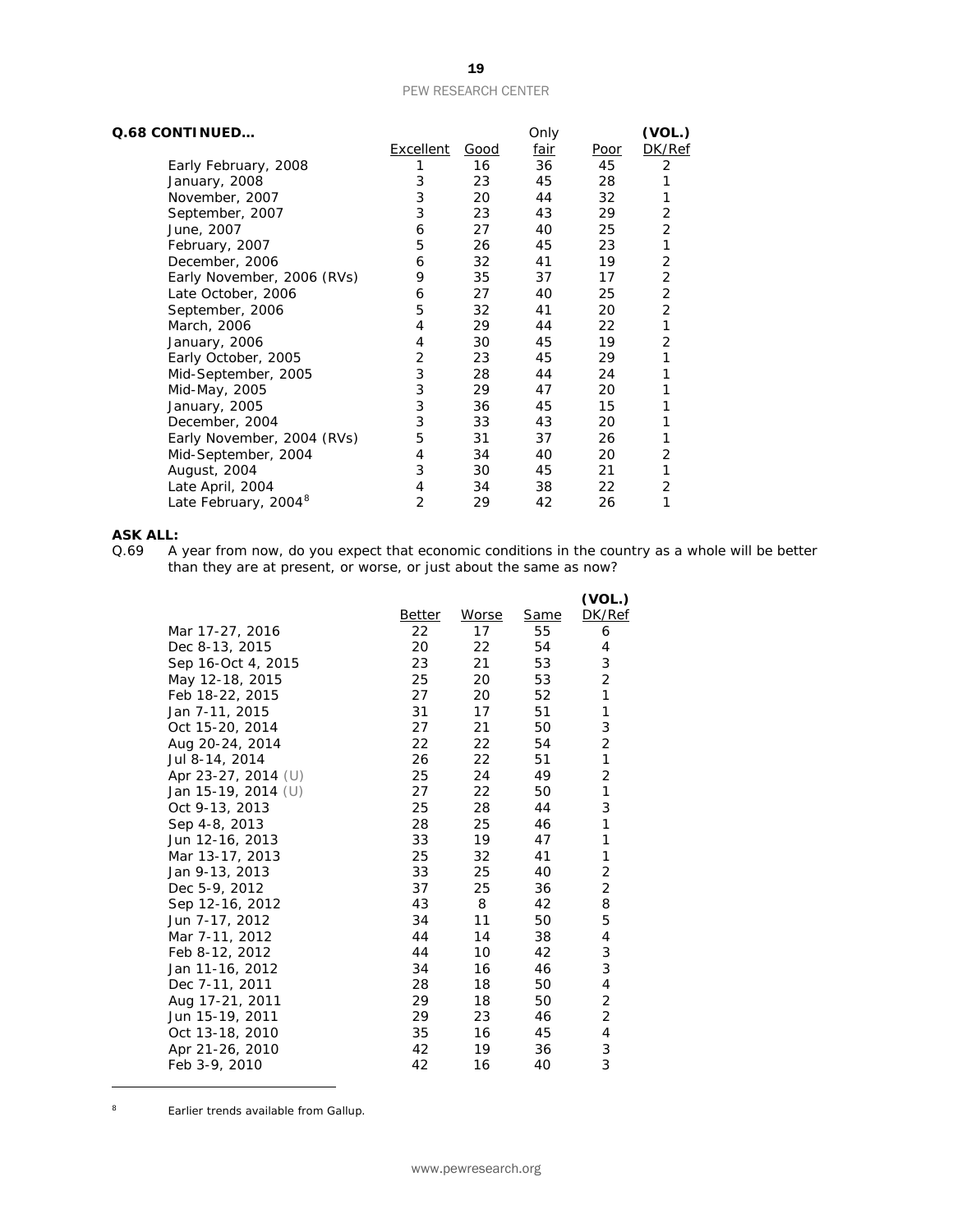**Q.68 CONTINUED…**

| | Excellent | Good | Only fair | Poor | (VOL.) DK/Ref |
|---|---|---|---|---|---|
| Early February, 2008 | 1 | 16 | 36 | 45 | 2 |
| January, 2008 | 3 | 23 | 45 | 28 | 1 |
| November, 2007 | 3 | 20 | 44 | 32 | 1 |
| September, 2007 | 3 | 23 | 43 | 29 | 2 |
| June, 2007 | 6 | 27 | 40 | 25 | 2 |
| February, 2007 | 5 | 26 | 45 | 23 | 1 |
| December, 2006 | 6 | 32 | 41 | 19 | 2 |
| Early November, 2006 (RVs) | 9 | 35 | 37 | 17 | 2 |
| Late October, 2006 | 6 | 27 | 40 | 25 | 2 |
| September, 2006 | 5 | 32 | 41 | 20 | 2 |
| March, 2006 | 4 | 29 | 44 | 22 | 1 |
| January, 2006 | 4 | 30 | 45 | 19 | 2 |
| Early October, 2005 | 2 | 23 | 45 | 29 | 1 |
| Mid-September, 2005 | 3 | 28 | 44 | 24 | 1 |
| Mid-May, 2005 | 3 | 29 | 47 | 20 | 1 |
| January, 2005 | 3 | 36 | 45 | 15 | 1 |
| December, 2004 | 3 | 33 | 43 | 20 | 1 |
| Early November, 2004 (RVs) | 5 | 31 | 37 | 26 | 1 |
| Mid-September, 2004 | 4 | 34 | 40 | 20 | 2 |
| August, 2004 | 3 | 30 | 45 | 21 | 1 |
| Late April, 2004 | 4 | 34 | 38 | 22 | 2 |
| Late February, 2004[8] | 2 | 29 | 42 | 26 | 1 |

**ASK ALL:**

Q.69 A year from now, do you expect that economic conditions in the country as a whole will be better than they are at present, or worse, or just about the same as now?

| | Better | Worse | Same | (VOL.) DK/Ref |
|---|---|---|---|---|
| Mar 17-27, 2016 | 22 | 17 | 55 | 6 |
| Dec 8-13, 2015 | 20 | 22 | 54 | 4 |
| Sep 16-Oct 4, 2015 | 23 | 21 | 53 | 3 |
| May 12-18, 2015 | 25 | 20 | 53 | 2 |
| Feb 18-22, 2015 | 27 | 20 | 52 | 1 |
| Jan 7-11, 2015 | 31 | 17 | 51 | 1 |
| Oct 15-20, 2014 | 27 | 21 | 50 | 3 |
| Aug 20-24, 2014 | 22 | 22 | 54 | 2 |
| Jul 8-14, 2014 | 26 | 22 | 51 | 1 |
| Apr 23-27, 2014 (U) | 25 | 24 | 49 | 2 |
| Jan 15-19, 2014 (U) | 27 | 22 | 50 | 1 |
| Oct 9-13, 2013 | 25 | 28 | 44 | 3 |
| Sep 4-8, 2013 | 28 | 25 | 46 | 1 |
| Jun 12-16, 2013 | 33 | 19 | 47 | 1 |
| Mar 13-17, 2013 | 25 | 32 | 41 | 1 |
| Jan 9-13, 2013 | 33 | 25 | 40 | 2 |
| Dec 5-9, 2012 | 37 | 25 | 36 | 2 |
| Sep 12-16, 2012 | 43 | 8 | 42 | 8 |
| Jun 7-17, 2012 | 34 | 11 | 50 | 5 |
| Mar 7-11, 2012 | 44 | 14 | 38 | 4 |
| Feb 8-12, 2012 | 44 | 10 | 42 | 3 |
| Jan 11-16, 2012 | 34 | 16 | 46 | 3 |
| Dec 7-11, 2011 | 28 | 18 | 50 | 4 |
| Aug 17-21, 2011 | 29 | 18 | 50 | 2 |
| Jun 15-19, 2011 | 29 | 23 | 46 | 2 |
| Oct 13-18, 2010 | 35 | 16 | 45 | 4 |
| Apr 21-26, 2010 | 42 | 19 | 36 | 3 |
| Feb 3-9, 2010 | 42 | 16 | 40 | 3 |

[8] Earlier trends available from Gallup.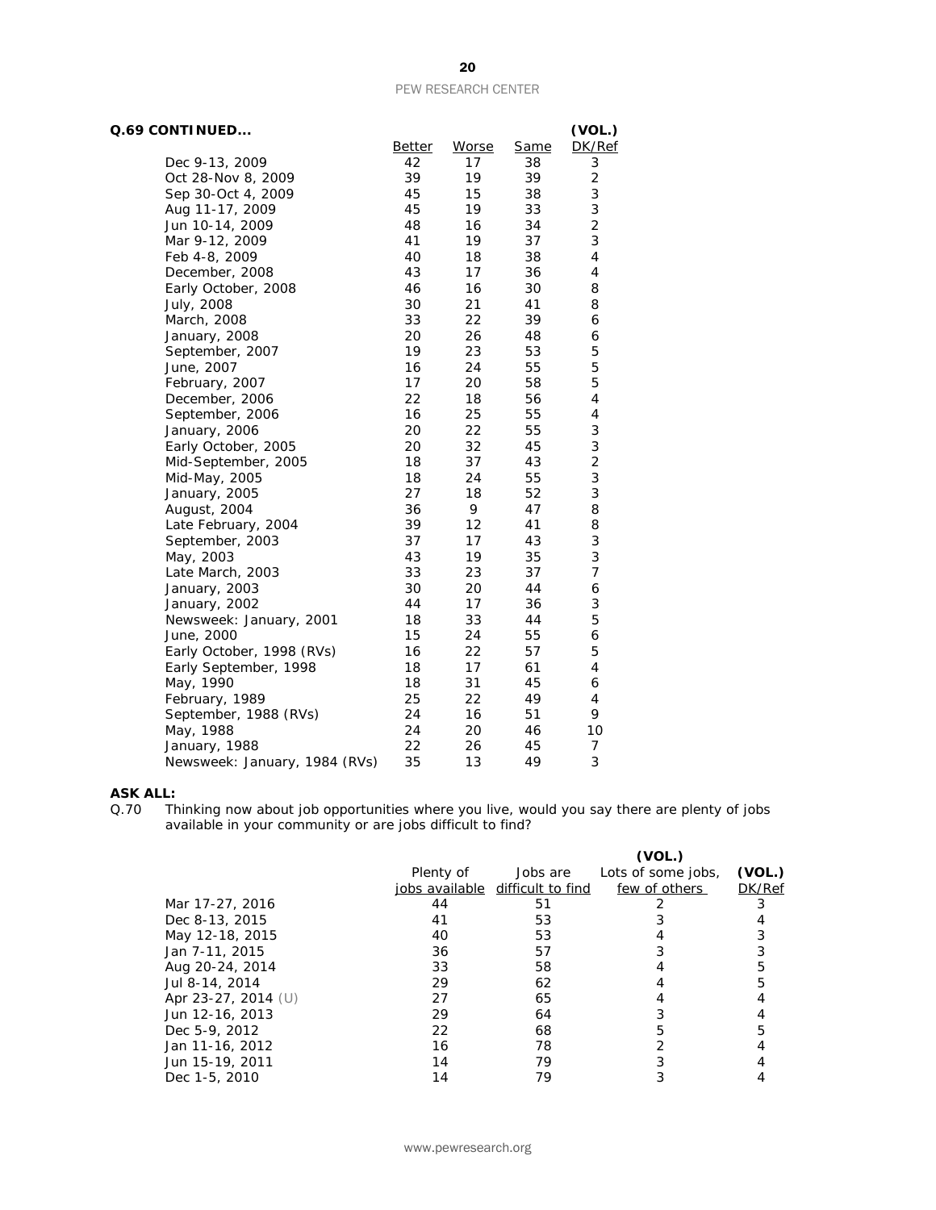**Q.69 CONTINUED...**

| | Better | Worse | Same | (VOL.) DK/Ref |
|---|---|---|---|---|
| Dec 9-13, 2009 | 42 | 17 | 38 | 3 |
| Oct 28-Nov 8, 2009 | 39 | 19 | 39 | 2 |
| Sep 30-Oct 4, 2009 | 45 | 15 | 38 | 3 |
| Aug 11-17, 2009 | 45 | 19 | 33 | 3 |
| Jun 10-14, 2009 | 48 | 16 | 34 | 2 |
| Mar 9-12, 2009 | 41 | 19 | 37 | 3 |
| Feb 4-8, 2009 | 40 | 18 | 38 | 4 |
| December, 2008 | 43 | 17 | 36 | 4 |
| Early October, 2008 | 46 | 16 | 30 | 8 |
| July, 2008 | 30 | 21 | 41 | 8 |
| March, 2008 | 33 | 22 | 39 | 6 |
| January, 2008 | 20 | 26 | 48 | 6 |
| September, 2007 | 19 | 23 | 53 | 5 |
| June, 2007 | 16 | 24 | 55 | 5 |
| February, 2007 | 17 | 20 | 58 | 5 |
| December, 2006 | 22 | 18 | 56 | 4 |
| September, 2006 | 16 | 25 | 55 | 4 |
| January, 2006 | 20 | 22 | 55 | 3 |
| Early October, 2005 | 20 | 32 | 45 | 3 |
| Mid-September, 2005 | 18 | 37 | 43 | 2 |
| Mid-May, 2005 | 18 | 24 | 55 | 3 |
| January, 2005 | 27 | 18 | 52 | 3 |
| August, 2004 | 36 | 9 | 47 | 8 |
| Late February, 2004 | 39 | 12 | 41 | 8 |
| September, 2003 | 37 | 17 | 43 | 3 |
| May, 2003 | 43 | 19 | 35 | 3 |
| Late March, 2003 | 33 | 23 | 37 | 7 |
| January, 2003 | 30 | 20 | 44 | 6 |
| January, 2002 | 44 | 17 | 36 | 3 |
| Newsweek: January, 2001 | 18 | 33 | 44 | 5 |
| June, 2000 | 15 | 24 | 55 | 6 |
| Early October, 1998 (RVs) | 16 | 22 | 57 | 5 |
| Early September, 1998 | 18 | 17 | 61 | 4 |
| May, 1990 | 18 | 31 | 45 | 6 |
| February, 1989 | 25 | 22 | 49 | 4 |
| September, 1988 (RVs) | 24 | 16 | 51 | 9 |
| May, 1988 | 24 | 20 | 46 | 10 |
| January, 1988 | 22 | 26 | 45 | 7 |
| Newsweek: January, 1984 (RVs) | 35 | 13 | 49 | 3 |

**ASK ALL:**

Q.70 Thinking now about job opportunities where you live, would you say there are plenty of jobs available in your community or are jobs difficult to find?

| | Plenty of jobs available | Jobs are difficult to find | (VOL.) Lots of some jobs, few of others | (VOL.) DK/Ref |
|---|---|---|---|---|
| Mar 17-27, 2016 | 44 | 51 | 2 | 3 |
| Dec 8-13, 2015 | 41 | 53 | 3 | 4 |
| May 12-18, 2015 | 40 | 53 | 4 | 3 |
| Jan 7-11, 2015 | 36 | 57 | 3 | 3 |
| Aug 20-24, 2014 | 33 | 58 | 4 | 5 |
| Jul 8-14, 2014 | 29 | 62 | 4 | 5 |
| Apr 23-27, 2014 (U) | 27 | 65 | 4 | 4 |
| Jun 12-16, 2013 | 29 | 64 | 3 | 4 |
| Dec 5-9, 2012 | 22 | 68 | 5 | 5 |
| Jan 11-16, 2012 | 16 | 78 | 2 | 4 |
| Jun 15-19, 2011 | 14 | 79 | 3 | 4 |
| Dec 1-5, 2010 | 14 | 79 | 3 | 4 |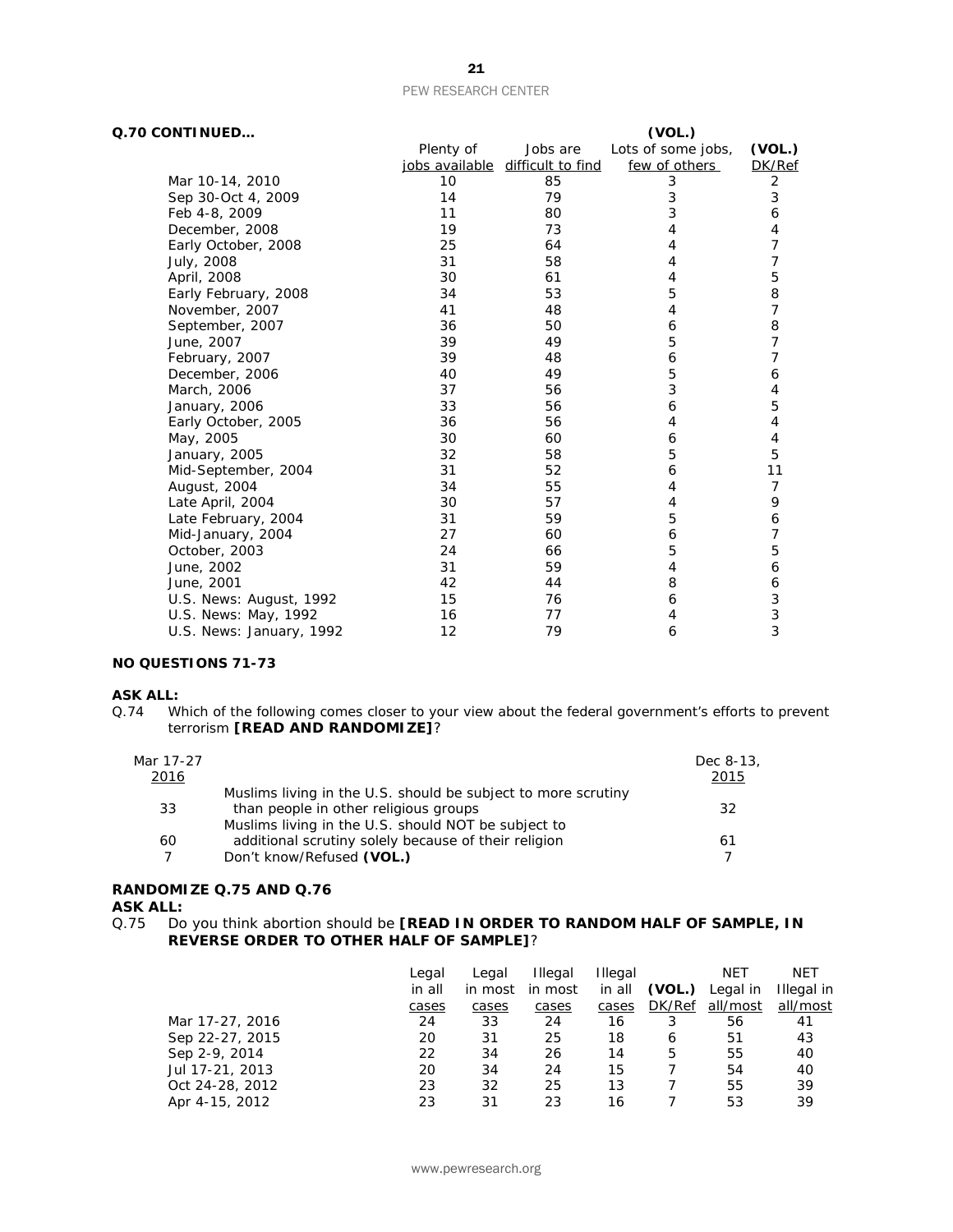**Q.70 CONTINUED…**

| | Plenty of jobs available | Jobs are difficult to find | (VOL.) Lots of some jobs, few of others | (VOL.) DK/Ref |
|---|---|---|---|---|
| Mar 10-14, 2010 | 10 | 85 | 3 | 2 |
| Sep 30-Oct 4, 2009 | 14 | 79 | 3 | 3 |
| Feb 4-8, 2009 | 11 | 80 | 3 | 6 |
| December, 2008 | 19 | 73 | 4 | 4 |
| Early October, 2008 | 25 | 64 | 4 | 7 |
| July, 2008 | 31 | 58 | 4 | 7 |
| April, 2008 | 30 | 61 | 4 | 5 |
| Early February, 2008 | 34 | 53 | 5 | 8 |
| November, 2007 | 41 | 48 | 4 | 7 |
| September, 2007 | 36 | 50 | 6 | 8 |
| June, 2007 | 39 | 49 | 5 | 7 |
| February, 2007 | 39 | 48 | 6 | 7 |
| December, 2006 | 40 | 49 | 5 | 6 |
| March, 2006 | 37 | 56 | 3 | 4 |
| January, 2006 | 33 | 56 | 6 | 5 |
| Early October, 2005 | 36 | 56 | 4 | 4 |
| May, 2005 | 30 | 60 | 6 | 4 |
| January, 2005 | 32 | 58 | 5 | 5 |
| Mid-September, 2004 | 31 | 52 | 6 | 11 |
| August, 2004 | 34 | 55 | 4 | 7 |
| Late April, 2004 | 30 | 57 | 4 | 9 |
| Late February, 2004 | 31 | 59 | 5 | 6 |
| Mid-January, 2004 | 27 | 60 | 6 | 7 |
| October, 2003 | 24 | 66 | 5 | 5 |
| June, 2002 | 31 | 59 | 4 | 6 |
| June, 2001 | 42 | 44 | 8 | 6 |
| U.S. News: August, 1992 | 15 | 76 | 6 | 3 |
| U.S. News: May, 1992 | 16 | 77 | 4 | 3 |
| U.S. News: January, 1992 | 12 | 79 | 6 | 3 |

**NO QUESTIONS 71-73**

**ASK ALL:**

Q.74 Which of the following comes closer to your view about the federal government's efforts to prevent terrorism **[READ AND RANDOMIZE]**?

| Mar 17-27 2016 | | Dec 8-13, 2015 |
|---|---|---|
| 33 | Muslims living in the U.S. should be subject to more scrutiny than people in other religious groups | 32 |
| 60 | Muslims living in the U.S. should NOT be subject to additional scrutiny solely because of their religion | 61 |
| 7 | Don't know/Refused **(VOL.)** | 7 |

**RANDOMIZE Q.75 AND Q.76**

**ASK ALL:**

Q.75 Do you think abortion should be **[READ IN ORDER TO RANDOM HALF OF SAMPLE, IN REVERSE ORDER TO OTHER HALF OF SAMPLE]**?

| | Legal in all cases | Legal in most cases | Illegal in most cases | Illegal in all cases | (VOL.) DK/Ref | NET Legal in all/most | NET Illegal in all/most |
|---|---|---|---|---|---|---|---|
| Mar 17-27, 2016 | 24 | 33 | 24 | 16 | 3 | 56 | 41 |
| Sep 22-27, 2015 | 20 | 31 | 25 | 18 | 6 | 51 | 43 |
| Sep 2-9, 2014 | 22 | 34 | 26 | 14 | 5 | 55 | 40 |
| Jul 17-21, 2013 | 20 | 34 | 24 | 15 | 7 | 54 | 40 |
| Oct 24-28, 2012 | 23 | 32 | 25 | 13 | 7 | 55 | 39 |
| Apr 4-15, 2012 | 23 | 31 | 23 | 16 | 7 | 53 | 39 |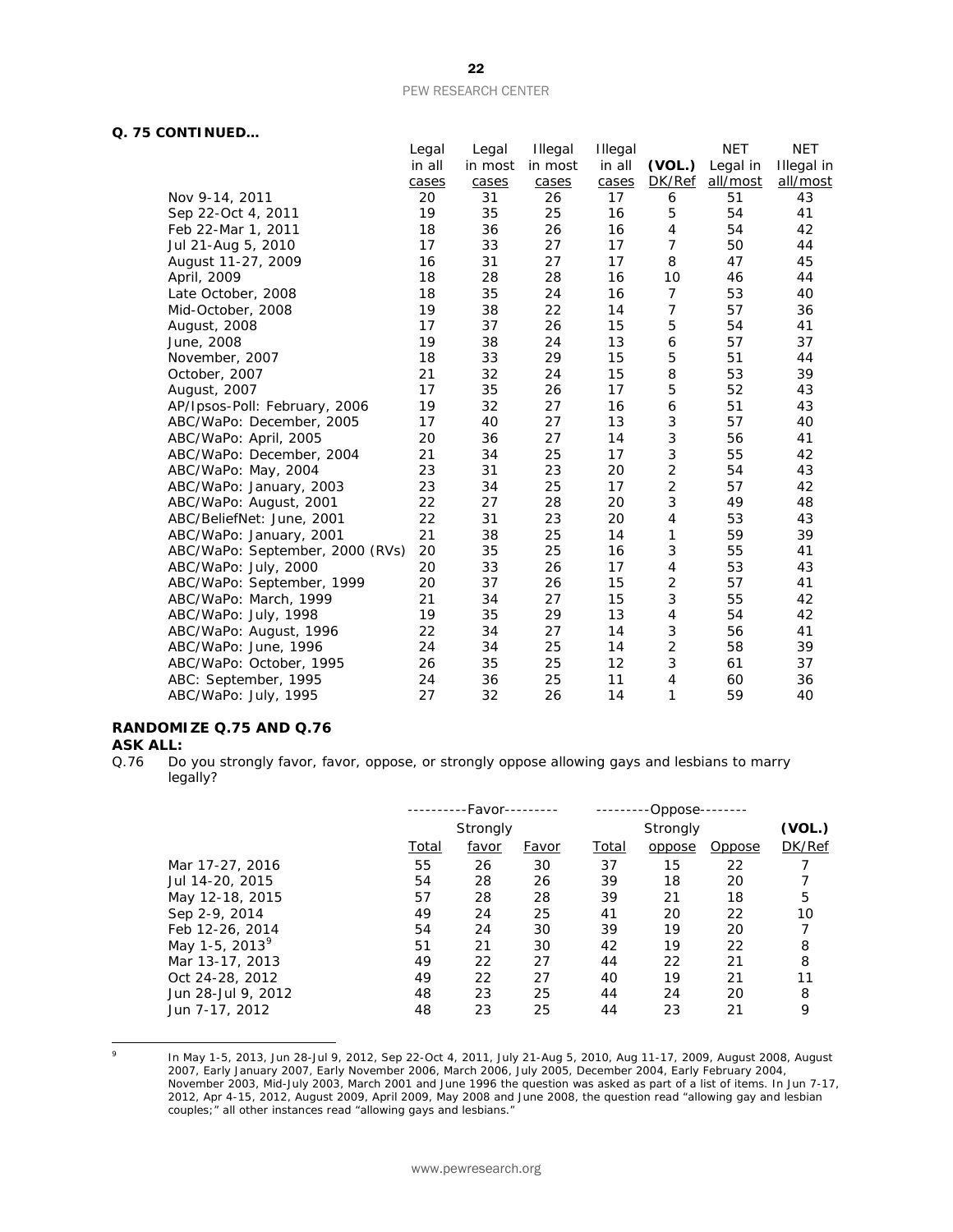**Q. 75 CONTINUED…**

| | Legal in all cases | Legal in most cases | Illegal in most cases | Illegal in all cases | (VOL.) DK/Ref | NET Legal in all/most | NET Illegal in all/most |
|---|---|---|---|---|---|---|---|
| Nov 9-14, 2011 | 20 | 31 | 26 | 17 | 6 | 51 | 43 |
| Sep 22-Oct 4, 2011 | 19 | 35 | 25 | 16 | 5 | 54 | 41 |
| Feb 22-Mar 1, 2011 | 18 | 36 | 26 | 16 | 4 | 54 | 42 |
| Jul 21-Aug 5, 2010 | 17 | 33 | 27 | 17 | 7 | 50 | 44 |
| August 11-27, 2009 | 16 | 31 | 27 | 17 | 8 | 47 | 45 |
| April, 2009 | 18 | 28 | 28 | 16 | 10 | 46 | 44 |
| Late October, 2008 | 18 | 35 | 24 | 16 | 7 | 53 | 40 |
| Mid-October, 2008 | 19 | 38 | 22 | 14 | 7 | 57 | 36 |
| August, 2008 | 17 | 37 | 26 | 15 | 5 | 54 | 41 |
| June, 2008 | 19 | 38 | 24 | 13 | 6 | 57 | 37 |
| November, 2007 | 18 | 33 | 29 | 15 | 5 | 51 | 44 |
| October, 2007 | 21 | 32 | 24 | 15 | 8 | 53 | 39 |
| August, 2007 | 17 | 35 | 26 | 17 | 5 | 52 | 43 |
| AP/Ipsos-Poll: February, 2006 | 19 | 32 | 27 | 16 | 6 | 51 | 43 |
| ABC/WaPo: December, 2005 | 17 | 40 | 27 | 13 | 3 | 57 | 40 |
| ABC/WaPo: April, 2005 | 20 | 36 | 27 | 14 | 3 | 56 | 41 |
| ABC/WaPo: December, 2004 | 21 | 34 | 25 | 17 | 3 | 55 | 42 |
| ABC/WaPo: May, 2004 | 23 | 31 | 23 | 20 | 2 | 54 | 43 |
| ABC/WaPo: January, 2003 | 23 | 34 | 25 | 17 | 2 | 57 | 42 |
| ABC/WaPo: August, 2001 | 22 | 27 | 28 | 20 | 3 | 49 | 48 |
| ABC/BeliefNet: June, 2001 | 22 | 31 | 23 | 20 | 4 | 53 | 43 |
| ABC/WaPo: January, 2001 | 21 | 38 | 25 | 14 | 1 | 59 | 39 |
| ABC/WaPo: September, 2000 (RVs) | 20 | 35 | 25 | 16 | 3 | 55 | 41 |
| ABC/WaPo: July, 2000 | 20 | 33 | 26 | 17 | 4 | 53 | 43 |
| ABC/WaPo: September, 1999 | 20 | 37 | 26 | 15 | 2 | 57 | 41 |
| ABC/WaPo: March, 1999 | 21 | 34 | 27 | 15 | 3 | 55 | 42 |
| ABC/WaPo: July, 1998 | 19 | 35 | 29 | 13 | 4 | 54 | 42 |
| ABC/WaPo: August, 1996 | 22 | 34 | 27 | 14 | 3 | 56 | 41 |
| ABC/WaPo: June, 1996 | 24 | 34 | 25 | 14 | 2 | 58 | 39 |
| ABC/WaPo: October, 1995 | 26 | 35 | 25 | 12 | 3 | 61 | 37 |
| ABC: September, 1995 | 24 | 36 | 25 | 11 | 4 | 60 | 36 |
| ABC/WaPo: July, 1995 | 27 | 32 | 26 | 14 | 1 | 59 | 40 |

**RANDOMIZE Q.75 AND Q.76**

**ASK ALL:**

Q.76 Do you strongly favor, favor, oppose, or strongly oppose allowing gays and lesbians to marry legally?

| | ----------Favor--------- | | | ---------Oppose-------- | | | |
|---|---|---|---|---|---|---|---|
| | Total | Strongly favor | Favor | Total | Strongly oppose | Oppose | (VOL.) DK/Ref |
| Mar 17-27, 2016 | 55 | 26 | 30 | 37 | 15 | 22 | 7 |
| Jul 14-20, 2015 | 54 | 28 | 26 | 39 | 18 | 20 | 7 |
| May 12-18, 2015 | 57 | 28 | 28 | 39 | 21 | 18 | 5 |
| Sep 2-9, 2014 | 49 | 24 | 25 | 41 | 20 | 22 | 10 |
| Feb 12-26, 2014 | 54 | 24 | 30 | 39 | 19 | 20 | 7 |
| May 1-5, 2013[9] | 51 | 21 | 30 | 42 | 19 | 22 | 8 |
| Mar 13-17, 2013 | 49 | 22 | 27 | 44 | 22 | 21 | 8 |
| Oct 24-28, 2012 | 49 | 22 | 27 | 40 | 19 | 21 | 11 |
| Jun 28-Jul 9, 2012 | 48 | 23 | 25 | 44 | 24 | 20 | 8 |
| Jun 7-17, 2012 | 48 | 23 | 25 | 44 | 23 | 21 | 9 |

[9] In May 1-5, 2013, Jun 28-Jul 9, 2012, Sep 22-Oct 4, 2011, July 21-Aug 5, 2010, Aug 11-17, 2009, August 2008, August 2007, Early January 2007, Early November 2006, March 2006, July 2005, December 2004, Early February 2004, November 2003, Mid-July 2003, March 2001 and June 1996 the question was asked as part of a list of items. In Jun 7-17, 2012, Apr 4-15, 2012, August 2009, April 2009, May 2008 and June 2008, the question read "allowing gay and lesbian couples;" all other instances read "allowing gays and lesbians."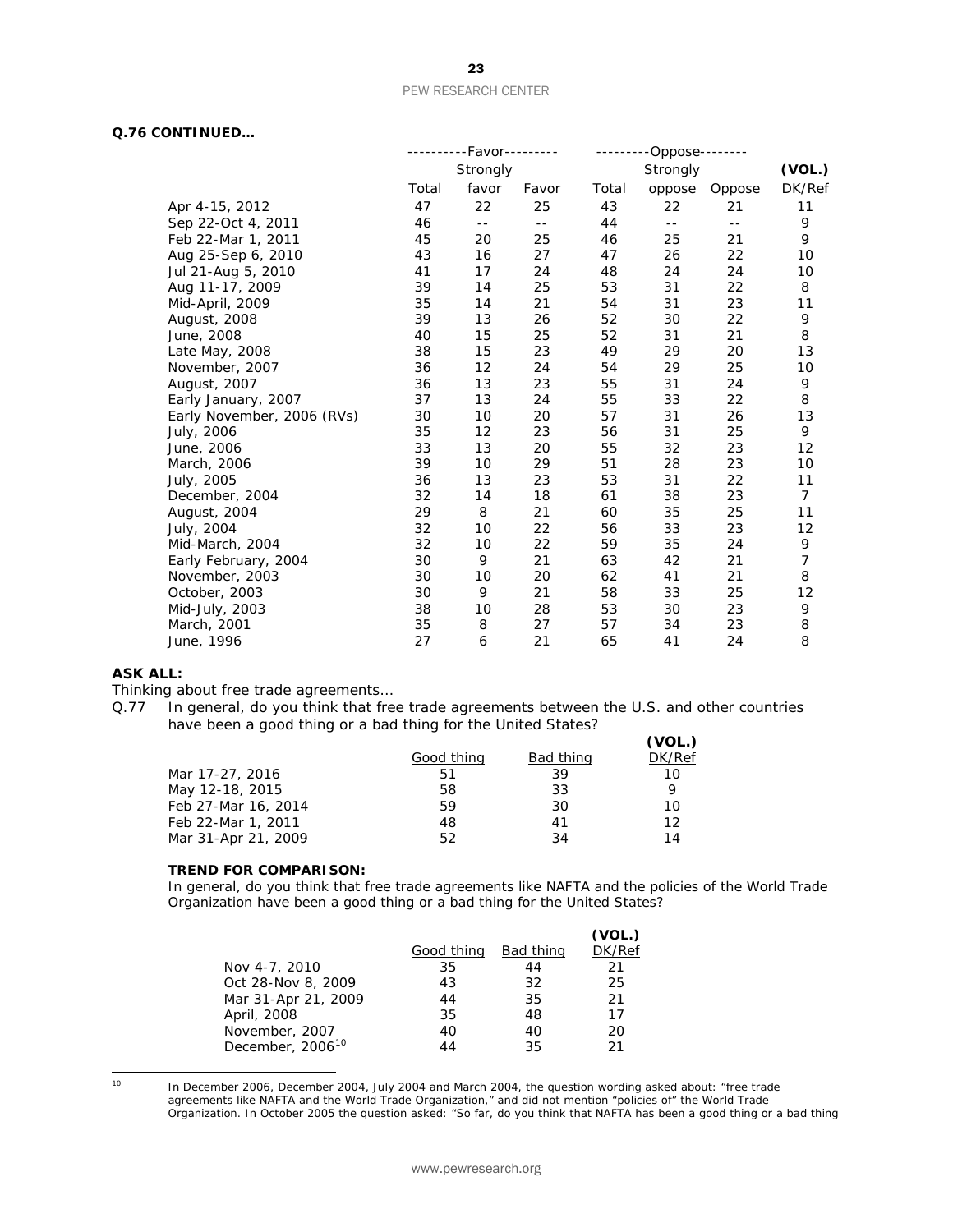**Q.76 CONTINUED…**

| | Favor | | | Oppose | | | (VOL.) |
|---|---|---|---|---|---|---|---|
| | | Strongly | | | Strongly | | |
| | Total | favor | Favor | Total | oppose | Oppose | DK/Ref |
| Apr 4-15, 2012 | 47 | 22 | 25 | 43 | 22 | 21 | 11 |
| Sep 22-Oct 4, 2011 | 46 | -- | -- | 44 | -- | -- | 9 |
| Feb 22-Mar 1, 2011 | 45 | 20 | 25 | 46 | 25 | 21 | 9 |
| Aug 25-Sep 6, 2010 | 43 | 16 | 27 | 47 | 26 | 22 | 10 |
| Jul 21-Aug 5, 2010 | 41 | 17 | 24 | 48 | 24 | 24 | 10 |
| Aug 11-17, 2009 | 39 | 14 | 25 | 53 | 31 | 22 | 8 |
| Mid-April, 2009 | 35 | 14 | 21 | 54 | 31 | 23 | 11 |
| August, 2008 | 39 | 13 | 26 | 52 | 30 | 22 | 9 |
| June, 2008 | 40 | 15 | 25 | 52 | 31 | 21 | 8 |
| Late May, 2008 | 38 | 15 | 23 | 49 | 29 | 20 | 13 |
| November, 2007 | 36 | 12 | 24 | 54 | 29 | 25 | 10 |
| August, 2007 | 36 | 13 | 23 | 55 | 31 | 24 | 9 |
| Early January, 2007 | 37 | 13 | 24 | 55 | 33 | 22 | 8 |
| Early November, 2006 (RVs) | 30 | 10 | 20 | 57 | 31 | 26 | 13 |
| July, 2006 | 35 | 12 | 23 | 56 | 31 | 25 | 9 |
| June, 2006 | 33 | 13 | 20 | 55 | 32 | 23 | 12 |
| March, 2006 | 39 | 10 | 29 | 51 | 28 | 23 | 10 |
| July, 2005 | 36 | 13 | 23 | 53 | 31 | 22 | 11 |
| December, 2004 | 32 | 14 | 18 | 61 | 38 | 23 | 7 |
| August, 2004 | 29 | 8 | 21 | 60 | 35 | 25 | 11 |
| July, 2004 | 32 | 10 | 22 | 56 | 33 | 23 | 12 |
| Mid-March, 2004 | 32 | 10 | 22 | 59 | 35 | 24 | 9 |
| Early February, 2004 | 30 | 9 | 21 | 63 | 42 | 21 | 7 |
| November, 2003 | 30 | 10 | 20 | 62 | 41 | 21 | 8 |
| October, 2003 | 30 | 9 | 21 | 58 | 33 | 25 | 12 |
| Mid-July, 2003 | 38 | 10 | 28 | 53 | 30 | 23 | 9 |
| March, 2001 | 35 | 8 | 27 | 57 | 34 | 23 | 8 |
| June, 1996 | 27 | 6 | 21 | 65 | 41 | 24 | 8 |

**ASK ALL:**

*Thinking about free trade agreements…*

Q.77 In general, do you think that free trade agreements between the U.S. and other countries have been a good thing or a bad thing for the United States?

| | Good thing | Bad thing | (VOL.) DK/Ref |
|---|---|---|---|
| Mar 17-27, 2016 | 51 | 39 | 10 |
| May 12-18, 2015 | 58 | 33 | 9 |
| Feb 27-Mar 16, 2014 | 59 | 30 | 10 |
| Feb 22-Mar 1, 2011 | 48 | 41 | 12 |
| Mar 31-Apr 21, 2009 | 52 | 34 | 14 |

**TREND FOR COMPARISON:**

In general, do you think that free trade agreements like NAFTA and the policies of the World Trade Organization have been a good thing or a bad thing for the United States?

| | Good thing | Bad thing | (VOL.) DK/Ref |
|---|---|---|---|
| Nov 4-7, 2010 | 35 | 44 | 21 |
| Oct 28-Nov 8, 2009 | 43 | 32 | 25 |
| Mar 31-Apr 21, 2009 | 44 | 35 | 21 |
| April, 2008 | 35 | 48 | 17 |
| November, 2007 | 40 | 40 | 20 |
| December, 2006[10] | 44 | 35 | 21 |

[10] In December 2006, December 2004, July 2004 and March 2004, the question wording asked about: "free trade agreements like NAFTA and the World Trade Organization," and did not mention "policies of" the World Trade Organization. In October 2005 the question asked: "So far, do you think that NAFTA has been a good thing or a bad thing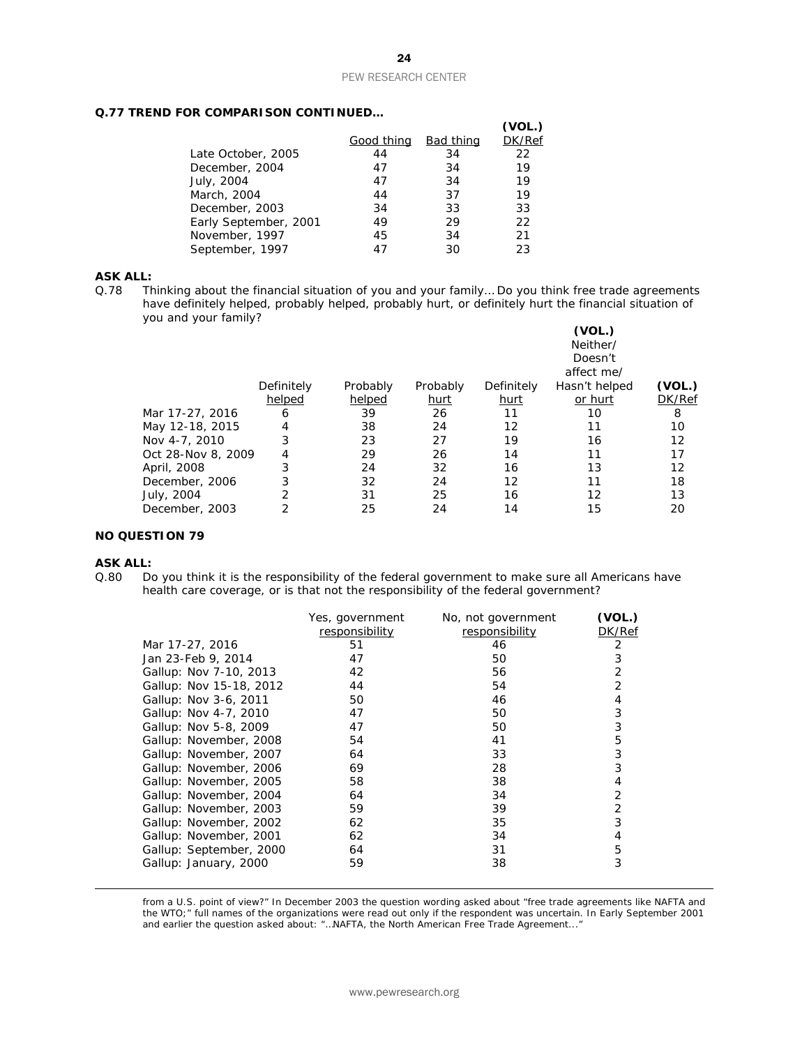**Q.77 TREND FOR COMPARISON CONTINUED…**

| | Good thing | Bad thing | (VOL.) DK/Ref |
|---|---|---|---|
| Late October, 2005 | 44 | 34 | 22 |
| December, 2004 | 47 | 34 | 19 |
| July, 2004 | 47 | 34 | 19 |
| March, 2004 | 44 | 37 | 19 |
| December, 2003 | 34 | 33 | 33 |
| Early September, 2001 | 49 | 29 | 22 |
| November, 1997 | 45 | 34 | 21 |
| September, 1997 | 47 | 30 | 23 |

**ASK ALL:**

Q.78 Thinking about the financial situation of you and your family… Do you think free trade agreements have definitely helped, probably helped, probably hurt, or definitely hurt the financial situation of you and your family?

| | Definitely helped | Probably helped | Probably hurt | Definitely hurt | (VOL.) Neither/ Doesn't affect me/ Hasn't helped or hurt | (VOL.) DK/Ref |
|---|---|---|---|---|---|---|
| Mar 17-27, 2016 | 6 | 39 | 26 | 11 | 10 | 8 |
| May 12-18, 2015 | 4 | 38 | 24 | 12 | 11 | 10 |
| Nov 4-7, 2010 | 3 | 23 | 27 | 19 | 16 | 12 |
| Oct 28-Nov 8, 2009 | 4 | 29 | 26 | 14 | 11 | 17 |
| April, 2008 | 3 | 24 | 32 | 16 | 13 | 12 |
| December, 2006 | 3 | 32 | 24 | 12 | 11 | 18 |
| July, 2004 | 2 | 31 | 25 | 16 | 12 | 13 |
| December, 2003 | 2 | 25 | 24 | 14 | 15 | 20 |

**NO QUESTION 79**

**ASK ALL:**

Q.80 Do you think it is the responsibility of the federal government to make sure all Americans have health care coverage, or is that not the responsibility of the federal government?

| | Yes, government responsibility | No, not government responsibility | (VOL.) DK/Ref |
|---|---|---|---|
| Mar 17-27, 2016 | 51 | 46 | 2 |
| Jan 23-Feb 9, 2014 | 47 | 50 | 3 |
| Gallup: Nov 7-10, 2013 | 42 | 56 | 2 |
| Gallup: Nov 15-18, 2012 | 44 | 54 | 2 |
| Gallup: Nov 3-6, 2011 | 50 | 46 | 4 |
| Gallup: Nov 4-7, 2010 | 47 | 50 | 3 |
| Gallup: Nov 5-8, 2009 | 47 | 50 | 3 |
| Gallup: November, 2008 | 54 | 41 | 5 |
| Gallup: November, 2007 | 64 | 33 | 3 |
| Gallup: November, 2006 | 69 | 28 | 3 |
| Gallup: November, 2005 | 58 | 38 | 4 |
| Gallup: November, 2004 | 64 | 34 | 2 |
| Gallup: November, 2003 | 59 | 39 | 2 |
| Gallup: November, 2002 | 62 | 35 | 3 |
| Gallup: November, 2001 | 62 | 34 | 4 |
| Gallup: September, 2000 | 64 | 31 | 5 |
| Gallup: January, 2000 | 59 | 38 | 3 |

---

from a U.S. point of view?" In December 2003 the question wording asked about "free trade agreements like NAFTA and the WTO;" full names of the organizations were read out only if the respondent was uncertain. In Early September 2001 and earlier the question asked about: "…NAFTA, the North American Free Trade Agreement..."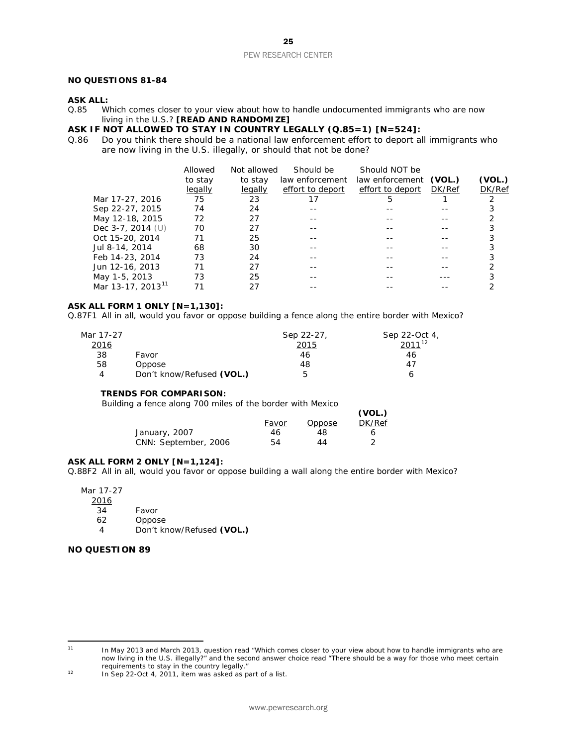**NO QUESTIONS 81-84**

**ASK ALL:**

Q.85 Which comes closer to your view about how to handle undocumented immigrants who are now living in the U.S.? **[READ AND RANDOMIZE]**

**ASK IF NOT ALLOWED TO STAY IN COUNTRY LEGALLY (Q.85=1) [N=524]:**

Q.86 Do you think there should be a national law enforcement effort to deport all immigrants who are now living in the U.S. illegally, or should that not be done?

| | Allowed to stay legally | Not allowed to stay legally | Should be law enforcement effort to deport | Should NOT be law enforcement effort to deport | (VOL.) DK/Ref | (VOL.) DK/Ref |
|---|---|---|---|---|---|---|
| Mar 17-27, 2016 | 75 | 23 | 17 | 5 | 1 | 2 |
| Sep 22-27, 2015 | 74 | 24 | -- | -- | -- | 3 |
| May 12-18, 2015 | 72 | 27 | -- | -- | -- | 2 |
| Dec 3-7, 2014 (U) | 70 | 27 | -- | -- | -- | 3 |
| Oct 15-20, 2014 | 71 | 25 | -- | -- | -- | 3 |
| Jul 8-14, 2014 | 68 | 30 | -- | -- | -- | 3 |
| Feb 14-23, 2014 | 73 | 24 | -- | -- | -- | 3 |
| Jun 12-16, 2013 | 71 | 27 | -- | -- | -- | 2 |
| May 1-5, 2013 | 73 | 25 | -- | -- | --- | 3 |
| Mar 13-17, 2013[11] | 71 | 27 | -- | -- | -- | 2 |

**ASK ALL FORM 1 ONLY [N=1,130]:**

Q.87F1 All in all, would you favor or oppose building a fence along the entire border with Mexico?

| Mar 17-27 2016 | | Sep 22-27, 2015 | Sep 22-Oct 4, 2011[12] |
|---|---|---|---|
| 38 | Favor | 46 | 46 |
| 58 | Oppose | 48 | 47 |
| 4 | Don't know/Refused **(VOL.)** | 5 | 6 |

**TRENDS FOR COMPARISON:**

Building a fence along 700 miles of the border with Mexico

| | Favor | Oppose | (VOL.) DK/Ref |
|---|---|---|---|
| January, 2007 | 46 | 48 | 6 |
| CNN: September, 2006 | 54 | 44 | 2 |

**ASK ALL FORM 2 ONLY [N=1,124]:**

Q.88F2 All in all, would you favor or oppose building a wall along the entire border with Mexico?

| Mar 17-27 2016 | |
|---|---|
| 34 | Favor |
| 62 | Oppose |
| 4 | Don't know/Refused **(VOL.)** |

**NO QUESTION 89**

---

[11] In May 2013 and March 2013, question read "Which comes closer to your view about how to handle immigrants who are now living in the U.S. illegally?" and the second answer choice read "There should be a way for those who meet certain requirements to stay in the country legally."

[12] In Sep 22-Oct 4, 2011, item was asked as part of a list.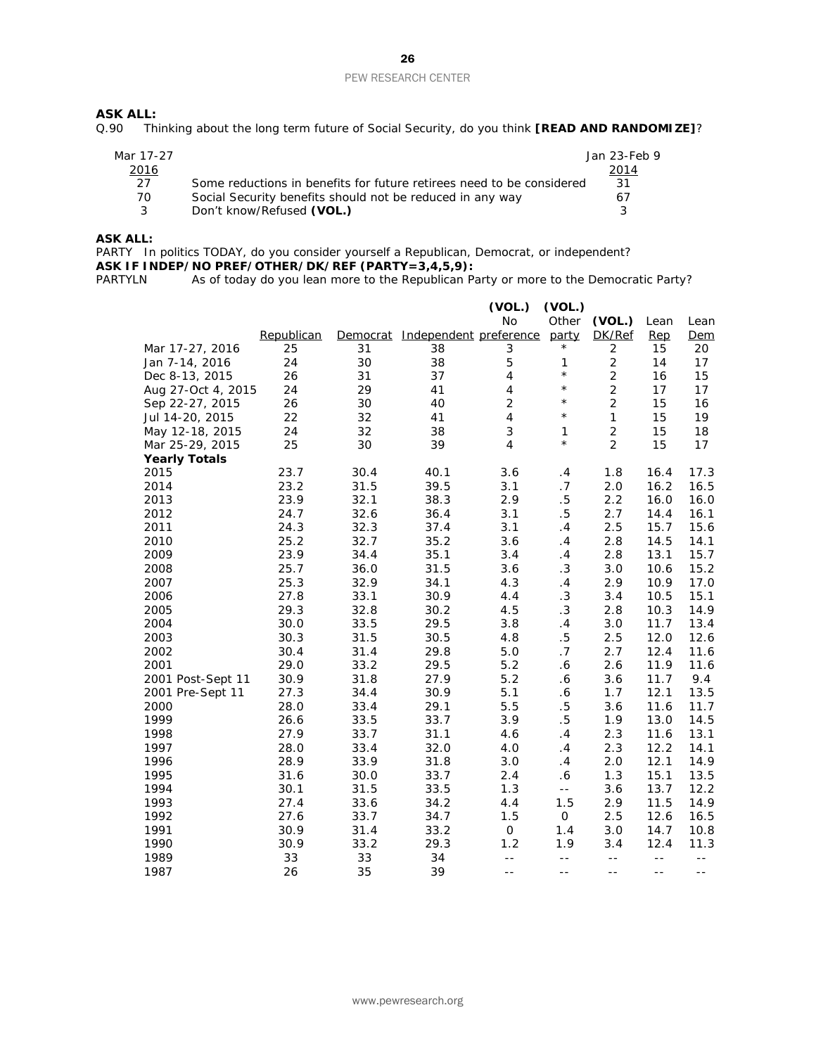**ASK ALL:**

Q.90 Thinking about the long term future of Social Security, do you think **[READ AND RANDOMIZE]**?

| Mar 17-27 2016 | | Jan 23-Feb 9 2014 |
|---|---|---|
| 27 | Some reductions in benefits for future retirees need to be considered | 31 |
| 70 | Social Security benefits should not be reduced in any way | 67 |
| 3 | Don't know/Refused **(VOL.)** | 3 |

**ASK ALL:**

PARTY In politics TODAY, do you consider yourself a Republican, Democrat, or independent?

**ASK IF INDEP/NO PREF/OTHER/DK/REF (PARTY=3,4,5,9):**

PARTYLN As of today do you lean more to the Republican Party or more to the Democratic Party?

| | Republican | Democrat | Independent | (VOL.) No preference | (VOL.) Other party | (VOL.) DK/Ref | Lean Rep | Lean Dem |
|---|---|---|---|---|---|---|---|---|
| Mar 17-27, 2016 | 25 | 31 | 38 | 3 | * | 2 | 15 | 20 |
| Jan 7-14, 2016 | 24 | 30 | 38 | 5 | 1 | 2 | 14 | 17 |
| Dec 8-13, 2015 | 26 | 31 | 37 | 4 | * | 2 | 16 | 15 |
| Aug 27-Oct 4, 2015 | 24 | 29 | 41 | 4 | * | 2 | 17 | 17 |
| Sep 22-27, 2015 | 26 | 30 | 40 | 2 | * | 2 | 15 | 16 |
| Jul 14-20, 2015 | 22 | 32 | 41 | 4 | * | 1 | 15 | 19 |
| May 12-18, 2015 | 24 | 32 | 38 | 3 | 1 | 2 | 15 | 18 |
| Mar 25-29, 2015 | 25 | 30 | 39 | 4 | * | 2 | 15 | 17 |
| **Yearly Totals** | | | | | | | | |
| 2015 | 23.7 | 30.4 | 40.1 | 3.6 | .4 | 1.8 | 16.4 | 17.3 |
| 2014 | 23.2 | 31.5 | 39.5 | 3.1 | .7 | 2.0 | 16.2 | 16.5 |
| 2013 | 23.9 | 32.1 | 38.3 | 2.9 | .5 | 2.2 | 16.0 | 16.0 |
| 2012 | 24.7 | 32.6 | 36.4 | 3.1 | .5 | 2.7 | 14.4 | 16.1 |
| 2011 | 24.3 | 32.3 | 37.4 | 3.1 | .4 | 2.5 | 15.7 | 15.6 |
| 2010 | 25.2 | 32.7 | 35.2 | 3.6 | .4 | 2.8 | 14.5 | 14.1 |
| 2009 | 23.9 | 34.4 | 35.1 | 3.4 | .4 | 2.8 | 13.1 | 15.7 |
| 2008 | 25.7 | 36.0 | 31.5 | 3.6 | .3 | 3.0 | 10.6 | 15.2 |
| 2007 | 25.3 | 32.9 | 34.1 | 4.3 | .4 | 2.9 | 10.9 | 17.0 |
| 2006 | 27.8 | 33.1 | 30.9 | 4.4 | .3 | 3.4 | 10.5 | 15.1 |
| 2005 | 29.3 | 32.8 | 30.2 | 4.5 | .3 | 2.8 | 10.3 | 14.9 |
| 2004 | 30.0 | 33.5 | 29.5 | 3.8 | .4 | 3.0 | 11.7 | 13.4 |
| 2003 | 30.3 | 31.5 | 30.5 | 4.8 | .5 | 2.5 | 12.0 | 12.6 |
| 2002 | 30.4 | 31.4 | 29.8 | 5.0 | .7 | 2.7 | 12.4 | 11.6 |
| 2001 | 29.0 | 33.2 | 29.5 | 5.2 | .6 | 2.6 | 11.9 | 11.6 |
| 2001 Post-Sept 11 | 30.9 | 31.8 | 27.9 | 5.2 | .6 | 3.6 | 11.7 | 9.4 |
| 2001 Pre-Sept 11 | 27.3 | 34.4 | 30.9 | 5.1 | .6 | 1.7 | 12.1 | 13.5 |
| 2000 | 28.0 | 33.4 | 29.1 | 5.5 | .5 | 3.6 | 11.6 | 11.7 |
| 1999 | 26.6 | 33.5 | 33.7 | 3.9 | .5 | 1.9 | 13.0 | 14.5 |
| 1998 | 27.9 | 33.7 | 31.1 | 4.6 | .4 | 2.3 | 11.6 | 13.1 |
| 1997 | 28.0 | 33.4 | 32.0 | 4.0 | .4 | 2.3 | 12.2 | 14.1 |
| 1996 | 28.9 | 33.9 | 31.8 | 3.0 | .4 | 2.0 | 12.1 | 14.9 |
| 1995 | 31.6 | 30.0 | 33.7 | 2.4 | .6 | 1.3 | 15.1 | 13.5 |
| 1994 | 30.1 | 31.5 | 33.5 | 1.3 | -- | 3.6 | 13.7 | 12.2 |
| 1993 | 27.4 | 33.6 | 34.2 | 4.4 | 1.5 | 2.9 | 11.5 | 14.9 |
| 1992 | 27.6 | 33.7 | 34.7 | 1.5 | 0 | 2.5 | 12.6 | 16.5 |
| 1991 | 30.9 | 31.4 | 33.2 | 0 | 1.4 | 3.0 | 14.7 | 10.8 |
| 1990 | 30.9 | 33.2 | 29.3 | 1.2 | 1.9 | 3.4 | 12.4 | 11.3 |
| 1989 | 33 | 33 | 34 | -- | -- | -- | -- | -- |
| 1987 | 26 | 35 | 39 | -- | -- | -- | -- | -- |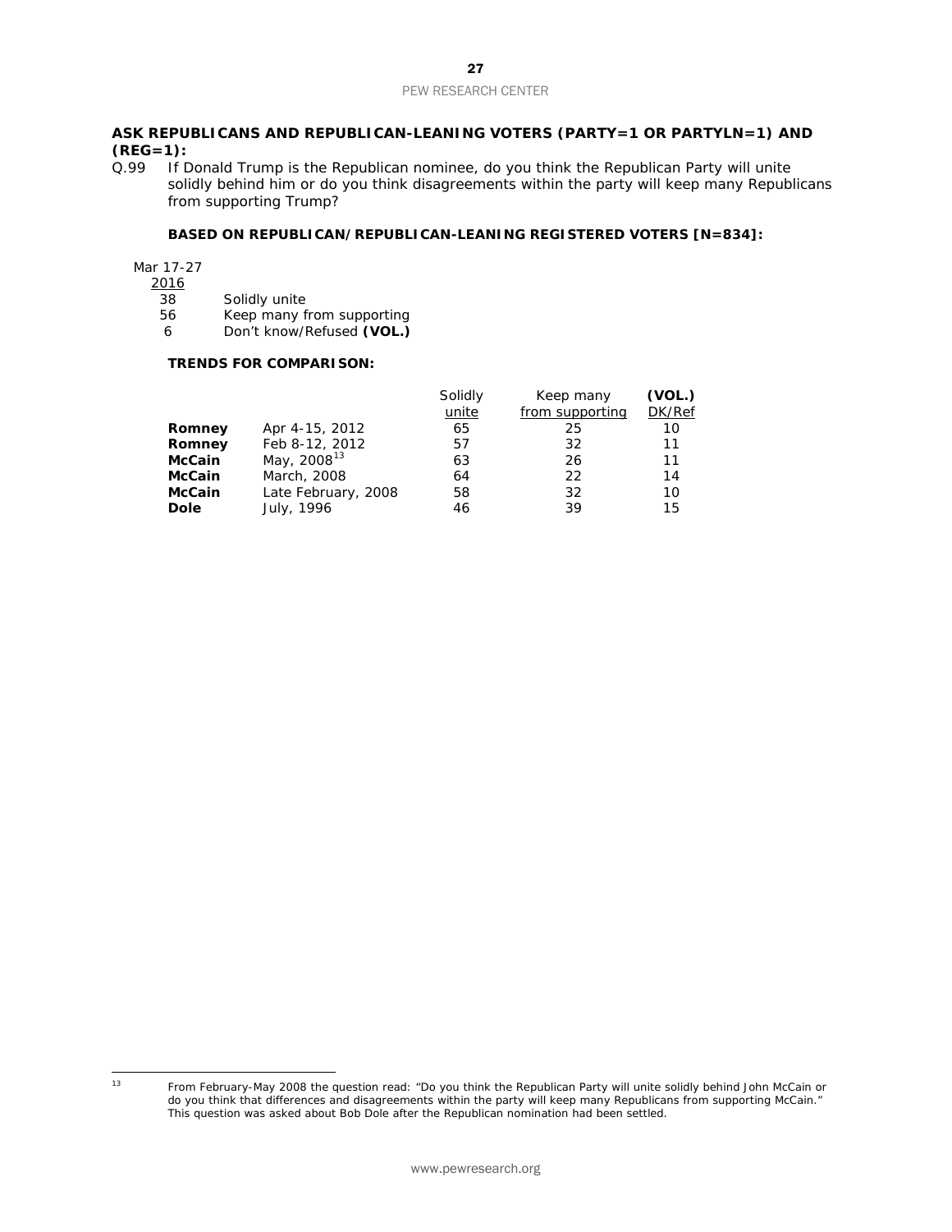**ASK REPUBLICANS AND REPUBLICAN-LEANING VOTERS (PARTY=1 OR PARTYLN=1) AND (REG=1):**

Q.99 If Donald Trump is the Republican nominee, do you think the Republican Party will unite solidly behind him or do you think disagreements within the party will keep many Republicans from supporting Trump?

**BASED ON REPUBLICAN/REPUBLICAN-LEANING REGISTERED VOTERS [N=834]:**

| Mar 17-27 2016 | |
|---|---|
| 38 | Solidly unite |
| 56 | Keep many from supporting |
| 6 | Don't know/Refused **(VOL.)** |

**TRENDS FOR COMPARISON:**

| | | Solidly unite | Keep many from supporting | **(VOL.)** DK/Ref |
|---|---|---|---|---|
| **Romney** | Apr 4-15, 2012 | 65 | 25 | 10 |
| **Romney** | Feb 8-12, 2012 | 57 | 32 | 11 |
| **McCain** | May, 2008[13] | 63 | 26 | 11 |
| **McCain** | March, 2008 | 64 | 22 | 14 |
| **McCain** | Late February, 2008 | 58 | 32 | 10 |
| **Dole** | July, 1996 | 46 | 39 | 15 |

---

[13] From February-May 2008 the question read: "Do you think the Republican Party will unite solidly behind John McCain or do you think that differences and disagreements within the party will keep many Republicans from supporting McCain." This question was asked about Bob Dole after the Republican nomination had been settled.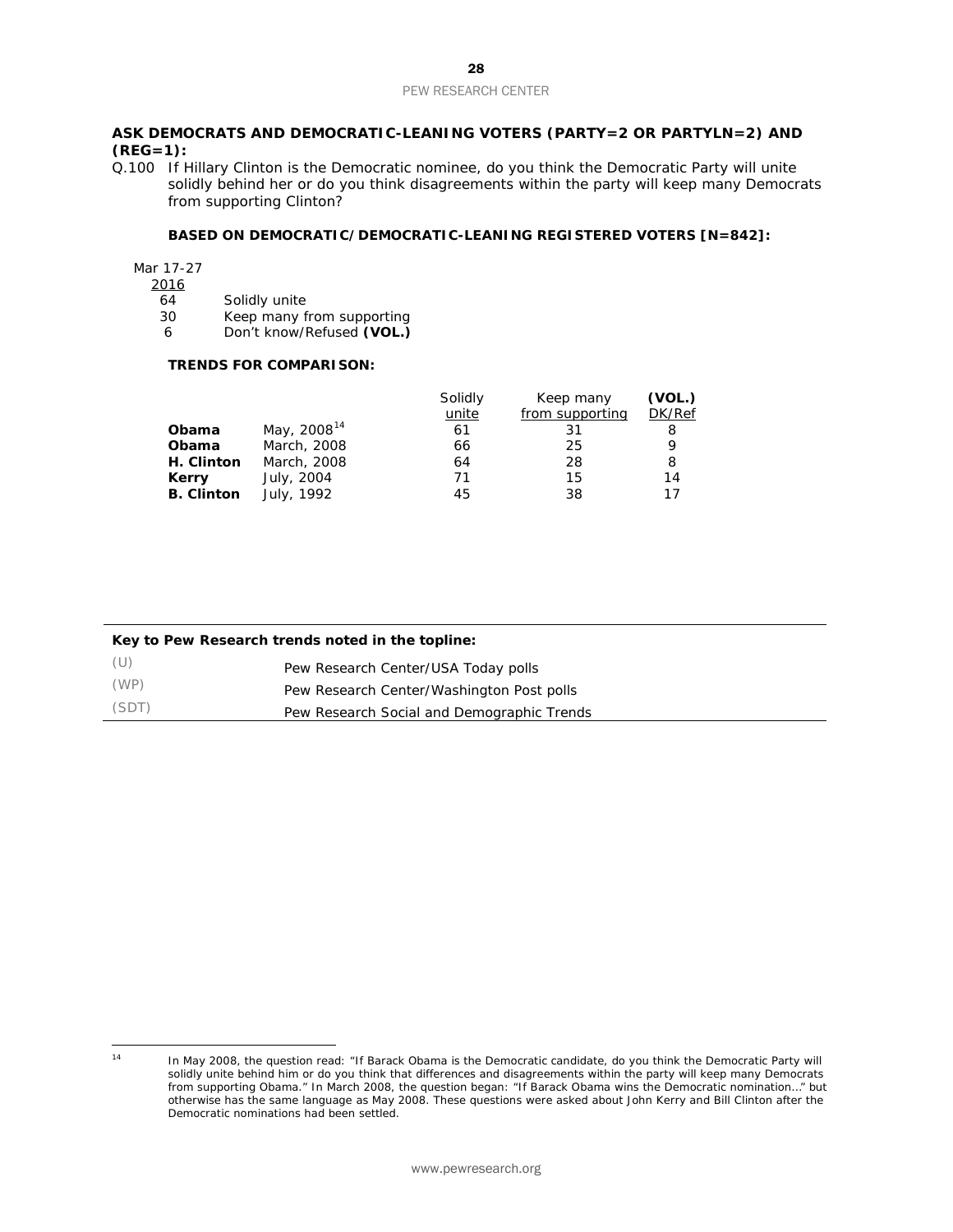**ASK DEMOCRATS AND DEMOCRATIC-LEANING VOTERS (PARTY=2 OR PARTYLN=2) AND (REG=1):**

Q.100 If Hillary Clinton is the Democratic nominee, do you think the Democratic Party will unite solidly behind her or do you think disagreements within the party will keep many Democrats from supporting Clinton?

**BASED ON DEMOCRATIC/DEMOCRATIC-LEANING REGISTERED VOTERS [N=842]:**

| Mar 17-27 2016 | |
|---|---|
| 64 | Solidly unite |
| 30 | Keep many from supporting |
| 6 | Don't know/Refused **(VOL.)** |

**TRENDS FOR COMPARISON:**

| | | Solidly unite | Keep many from supporting | **(VOL.)** DK/Ref |
|---|---|---|---|---|
| **Obama** | May, 2008[14] | 61 | 31 | 8 |
| **Obama** | March, 2008 | 66 | 25 | 9 |
| **H. Clinton** | March, 2008 | 64 | 28 | 8 |
| **Kerry** | July, 2004 | 71 | 15 | 14 |
| **B. Clinton** | July, 1992 | 45 | 38 | 17 |

**Key to Pew Research trends noted in the topline:**

| | |
|---|---|
| (U) | Pew Research Center/USA Today polls |
| (WP) | Pew Research Center/Washington Post polls |
| (SDT) | Pew Research Social and Demographic Trends |

[14] In May 2008, the question read: "If Barack Obama is the Democratic candidate, do you think the Democratic Party will solidly unite behind him or do you think that differences and disagreements within the party will keep many Democrats from supporting Obama." In March 2008, the question began: "If Barack Obama wins the Democratic nomination…" but otherwise has the same language as May 2008. These questions were asked about John Kerry and Bill Clinton after the Democratic nominations had been settled.